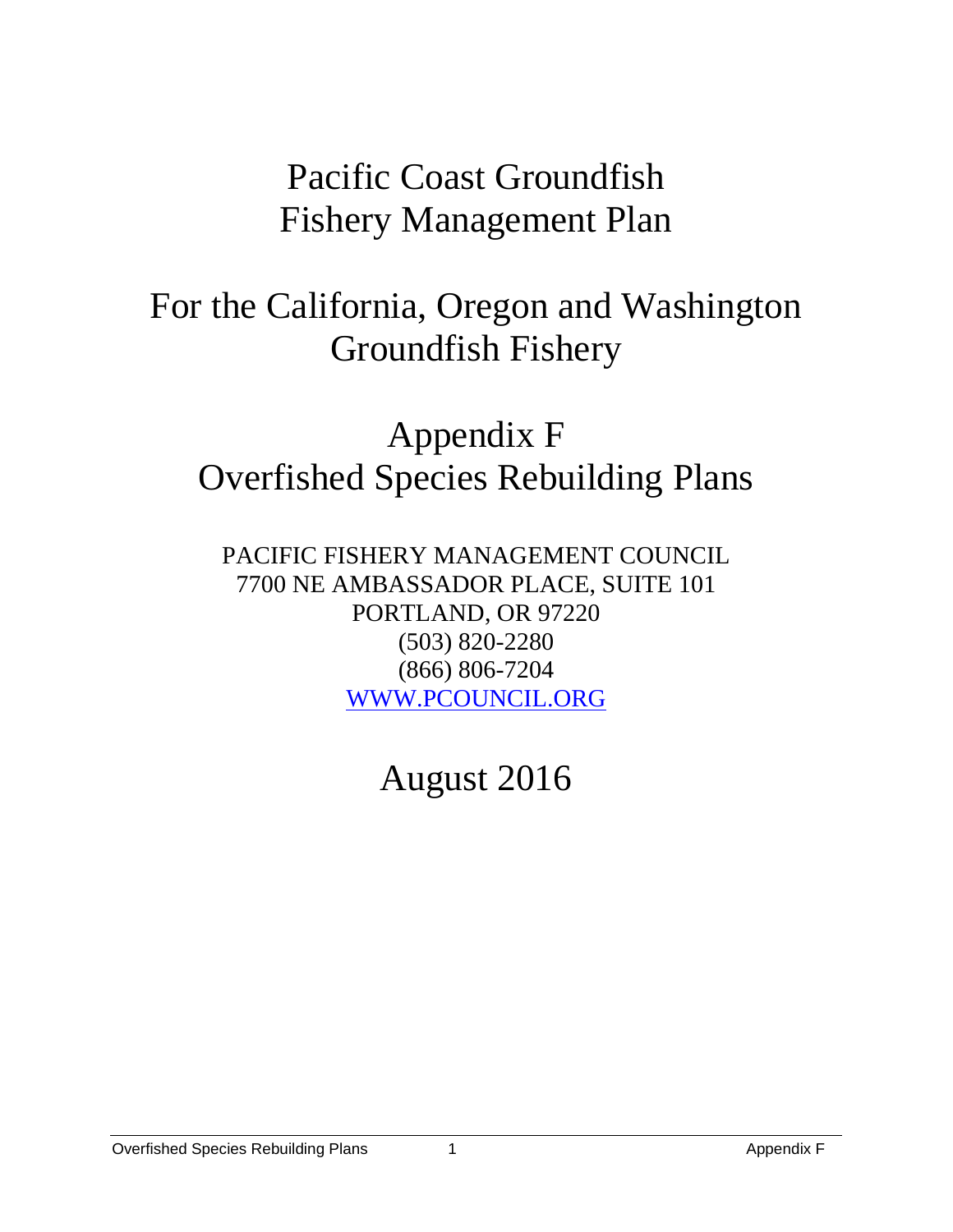# Pacific Coast Groundfish Fishery Management Plan

# For the California, Oregon and Washington Groundfish Fishery

# Appendix F Overfished Species Rebuilding Plans

PACIFIC FISHERY MANAGEMENT COUNCIL
7700 NE AMBASSADOR PLACE, SUITE 101
PORTLAND, OR 97220
(503) 820-2280
(866) 806-7204
WWW.PCOUNCIL.ORG

## August 2016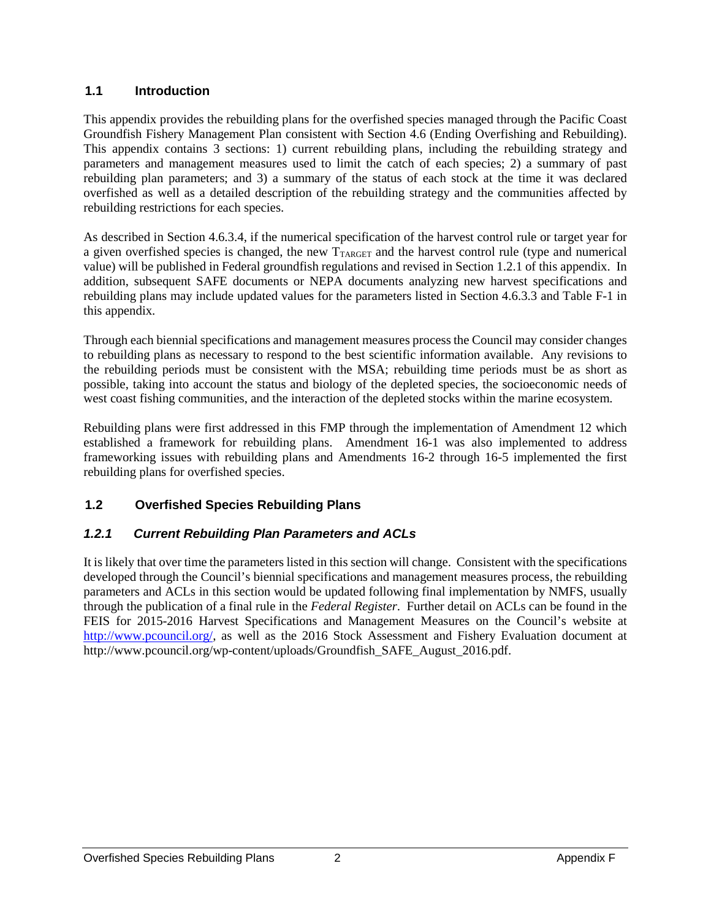## 1.1 Introduction

This appendix provides the rebuilding plans for the overfished species managed through the Pacific Coast Groundfish Fishery Management Plan consistent with Section 4.6 (Ending Overfishing and Rebuilding). This appendix contains 3 sections: 1) current rebuilding plans, including the rebuilding strategy and parameters and management measures used to limit the catch of each species; 2) a summary of past rebuilding plan parameters; and 3) a summary of the status of each stock at the time it was declared overfished as well as a detailed description of the rebuilding strategy and the communities affected by rebuilding restrictions for each species.

As described in Section 4.6.3.4, if the numerical specification of the harvest control rule or target year for a given overfished species is changed, the new $T_{TARGET}$ and the harvest control rule (type and numerical value) will be published in Federal groundfish regulations and revised in Section 1.2.1 of this appendix. In addition, subsequent SAFE documents or NEPA documents analyzing new harvest specifications and rebuilding plans may include updated values for the parameters listed in Section 4.6.3.3 and Table F-1 in this appendix.

Through each biennial specifications and management measures process the Council may consider changes to rebuilding plans as necessary to respond to the best scientific information available. Any revisions to the rebuilding periods must be consistent with the MSA; rebuilding time periods must be as short as possible, taking into account the status and biology of the depleted species, the socioeconomic needs of west coast fishing communities, and the interaction of the depleted stocks within the marine ecosystem.

Rebuilding plans were first addressed in this FMP through the implementation of Amendment 12 which established a framework for rebuilding plans. Amendment 16-1 was also implemented to address frameworking issues with rebuilding plans and Amendments 16-2 through 16-5 implemented the first rebuilding plans for overfished species.

## 1.2 Overfished Species Rebuilding Plans

### *1.2.1 Current Rebuilding Plan Parameters and ACLs*

It is likely that over time the parameters listed in this section will change. Consistent with the specifications developed through the Council's biennial specifications and management measures process, the rebuilding parameters and ACLs in this section would be updated following final implementation by NMFS, usually through the publication of a final rule in the *Federal Register*. Further detail on ACLs can be found in the FEIS for 2015-2016 Harvest Specifications and Management Measures on the Council's website at http://www.pcouncil.org/, as well as the 2016 Stock Assessment and Fishery Evaluation document at http://www.pcouncil.org/wp-content/uploads/Groundfish_SAFE_August_2016.pdf.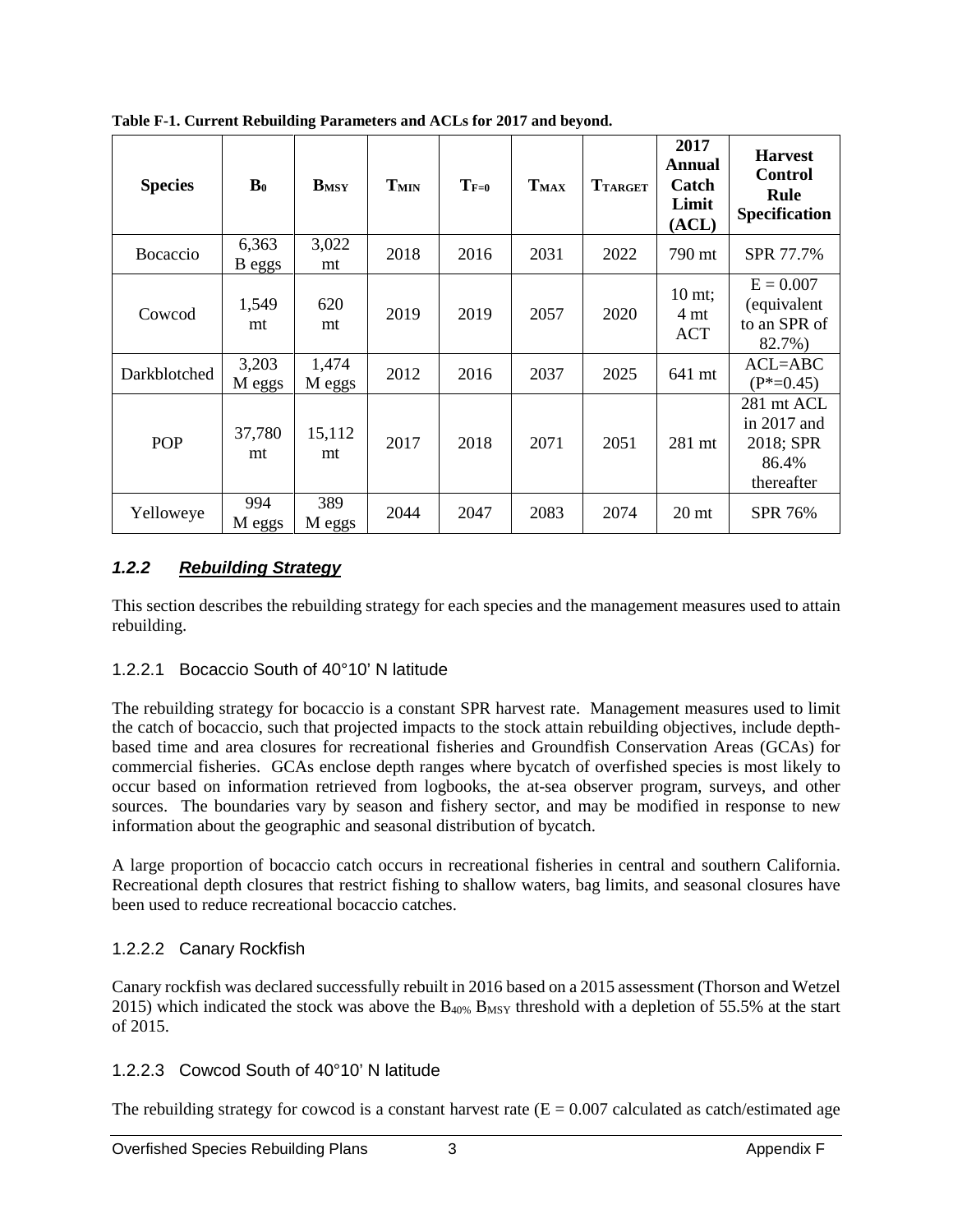**Table F-1. Current Rebuilding Parameters and ACLs for 2017 and beyond.**

| Species | $B_0$ | $B_{MSY}$ | $T_{MIN}$ | $T_{F=0}$ | $T_{MAX}$ | $T_{TARGET}$ | 2017 Annual Catch Limit (ACL) | Harvest Control Rule Specification |
|---|---|---|---|---|---|---|---|---|
| Bocaccio | 6,363 B eggs | 3,022 mt | 2018 | 2016 | 2031 | 2022 | 790 mt | SPR 77.7% |
| Cowcod | 1,549 mt | 620 mt | 2019 | 2019 | 2057 | 2020 | 10 mt; 4 mt ACT | E = 0.007 (equivalent to an SPR of 82.7%) |
| Darkblotched | 3,203 M eggs | 1,474 M eggs | 2012 | 2016 | 2037 | 2025 | 641 mt | ACL=ABC (P*=0.45) |
| POP | 37,780 mt | 15,112 mt | 2017 | 2018 | 2071 | 2051 | 281 mt | 281 mt ACL in 2017 and 2018; SPR 86.4% thereafter |
| Yelloweye | 994 M eggs | 389 M eggs | 2044 | 2047 | 2083 | 2074 | 20 mt | SPR 76% |

### *1.2.2 Rebuilding Strategy*

This section describes the rebuilding strategy for each species and the management measures used to attain rebuilding.

#### 1.2.2.1 Bocaccio South of 40°10’ N latitude

The rebuilding strategy for bocaccio is a constant SPR harvest rate. Management measures used to limit the catch of bocaccio, such that projected impacts to the stock attain rebuilding objectives, include depth-based time and area closures for recreational fisheries and Groundfish Conservation Areas (GCAs) for commercial fisheries. GCAs enclose depth ranges where bycatch of overfished species is most likely to occur based on information retrieved from logbooks, the at-sea observer program, surveys, and other sources. The boundaries vary by season and fishery sector, and may be modified in response to new information about the geographic and seasonal distribution of bycatch.

A large proportion of bocaccio catch occurs in recreational fisheries in central and southern California. Recreational depth closures that restrict fishing to shallow waters, bag limits, and seasonal closures have been used to reduce recreational bocaccio catches.

#### 1.2.2.2 Canary Rockfish

Canary rockfish was declared successfully rebuilt in 2016 based on a 2015 assessment (Thorson and Wetzel 2015) which indicated the stock was above the $B_{40\%}$ $B_{MSY}$ threshold with a depletion of 55.5% at the start of 2015.

#### 1.2.2.3 Cowcod South of 40°10’ N latitude

The rebuilding strategy for cowcod is a constant harvest rate (E = 0.007 calculated as catch/estimated age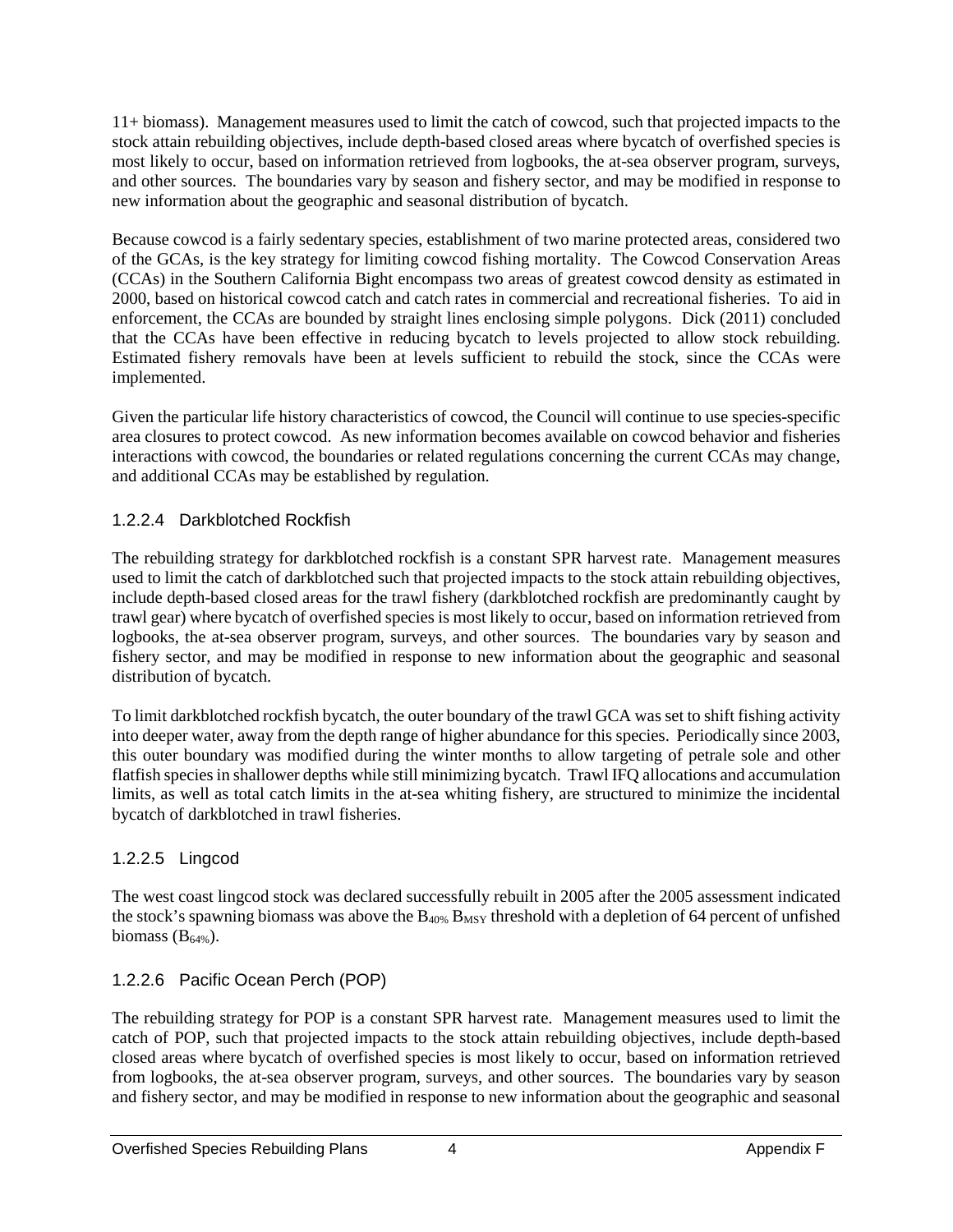11+ biomass). Management measures used to limit the catch of cowcod, such that projected impacts to the stock attain rebuilding objectives, include depth-based closed areas where bycatch of overfished species is most likely to occur, based on information retrieved from logbooks, the at-sea observer program, surveys, and other sources. The boundaries vary by season and fishery sector, and may be modified in response to new information about the geographic and seasonal distribution of bycatch.

Because cowcod is a fairly sedentary species, establishment of two marine protected areas, considered two of the GCAs, is the key strategy for limiting cowcod fishing mortality. The Cowcod Conservation Areas (CCAs) in the Southern California Bight encompass two areas of greatest cowcod density as estimated in 2000, based on historical cowcod catch and catch rates in commercial and recreational fisheries. To aid in enforcement, the CCAs are bounded by straight lines enclosing simple polygons. Dick (2011) concluded that the CCAs have been effective in reducing bycatch to levels projected to allow stock rebuilding. Estimated fishery removals have been at levels sufficient to rebuild the stock, since the CCAs were implemented.

Given the particular life history characteristics of cowcod, the Council will continue to use species-specific area closures to protect cowcod. As new information becomes available on cowcod behavior and fisheries interactions with cowcod, the boundaries or related regulations concerning the current CCAs may change, and additional CCAs may be established by regulation.

#### 1.2.2.4 Darkblotched Rockfish

The rebuilding strategy for darkblotched rockfish is a constant SPR harvest rate. Management measures used to limit the catch of darkblotched such that projected impacts to the stock attain rebuilding objectives, include depth-based closed areas for the trawl fishery (darkblotched rockfish are predominantly caught by trawl gear) where bycatch of overfished species is most likely to occur, based on information retrieved from logbooks, the at-sea observer program, surveys, and other sources. The boundaries vary by season and fishery sector, and may be modified in response to new information about the geographic and seasonal distribution of bycatch.

To limit darkblotched rockfish bycatch, the outer boundary of the trawl GCA was set to shift fishing activity into deeper water, away from the depth range of higher abundance for this species. Periodically since 2003, this outer boundary was modified during the winter months to allow targeting of petrale sole and other flatfish species in shallower depths while still minimizing bycatch. Trawl IFQ allocations and accumulation limits, as well as total catch limits in the at-sea whiting fishery, are structured to minimize the incidental bycatch of darkblotched in trawl fisheries.

#### 1.2.2.5 Lingcod

The west coast lingcod stock was declared successfully rebuilt in 2005 after the 2005 assessment indicated the stock's spawning biomass was above the $B_{40\%}$ $B_{MSY}$ threshold with a depletion of 64 percent of unfished biomass ($B_{64\%}$).

#### 1.2.2.6 Pacific Ocean Perch (POP)

The rebuilding strategy for POP is a constant SPR harvest rate. Management measures used to limit the catch of POP, such that projected impacts to the stock attain rebuilding objectives, include depth-based closed areas where bycatch of overfished species is most likely to occur, based on information retrieved from logbooks, the at-sea observer program, surveys, and other sources. The boundaries vary by season and fishery sector, and may be modified in response to new information about the geographic and seasonal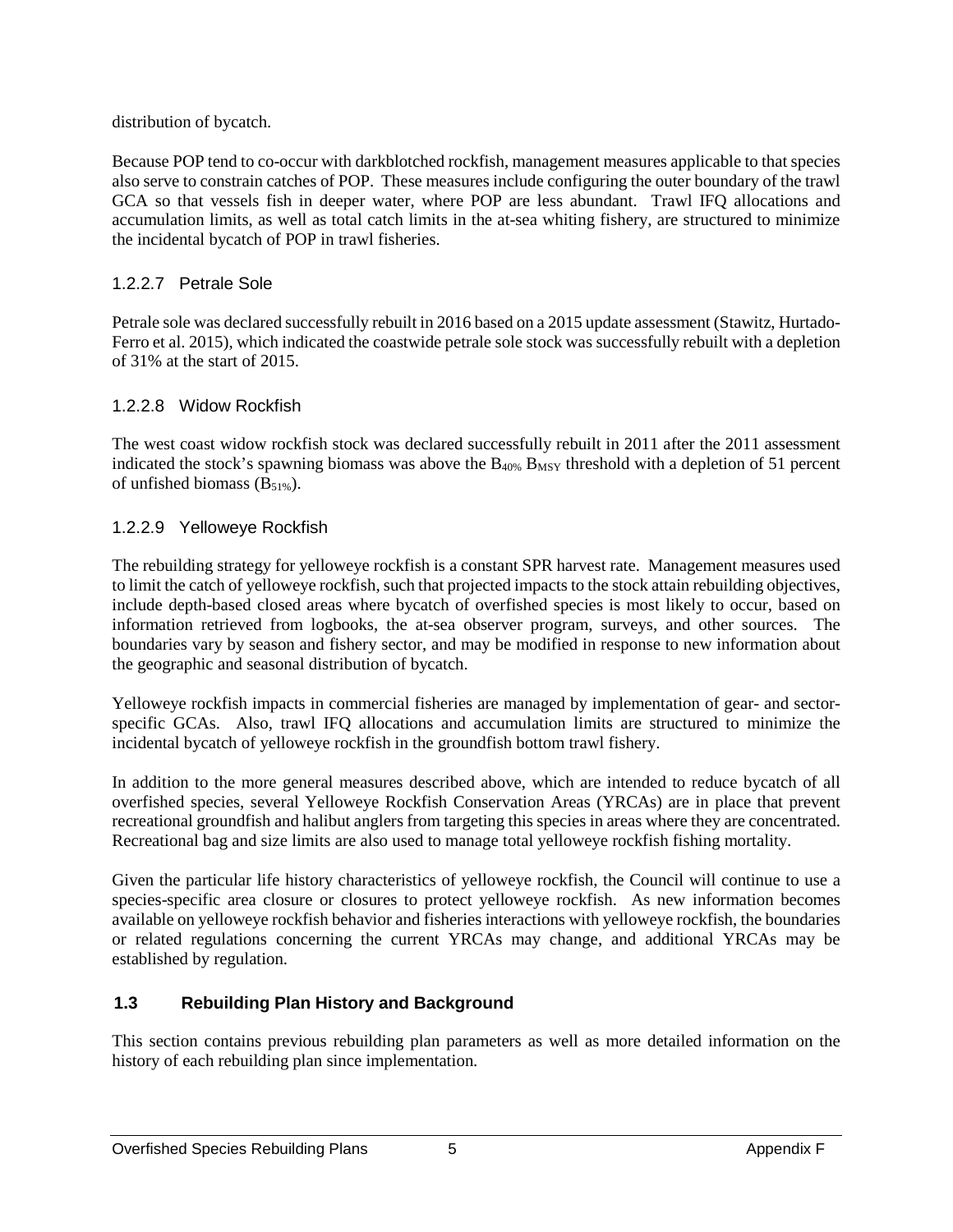distribution of bycatch.

Because POP tend to co-occur with darkblotched rockfish, management measures applicable to that species also serve to constrain catches of POP. These measures include configuring the outer boundary of the trawl GCA so that vessels fish in deeper water, where POP are less abundant. Trawl IFQ allocations and accumulation limits, as well as total catch limits in the at-sea whiting fishery, are structured to minimize the incidental bycatch of POP in trawl fisheries.

#### 1.2.2.7 Petrale Sole

Petrale sole was declared successfully rebuilt in 2016 based on a 2015 update assessment (Stawitz, Hurtado-Ferro et al. 2015), which indicated the coastwide petrale sole stock was successfully rebuilt with a depletion of 31% at the start of 2015.

#### 1.2.2.8 Widow Rockfish

The west coast widow rockfish stock was declared successfully rebuilt in 2011 after the 2011 assessment indicated the stock's spawning biomass was above the $B_{40\%}$ $B_{MSY}$ threshold with a depletion of 51 percent of unfished biomass ($B_{51\%}$).

#### 1.2.2.9 Yelloweye Rockfish

The rebuilding strategy for yelloweye rockfish is a constant SPR harvest rate. Management measures used to limit the catch of yelloweye rockfish, such that projected impacts to the stock attain rebuilding objectives, include depth-based closed areas where bycatch of overfished species is most likely to occur, based on information retrieved from logbooks, the at-sea observer program, surveys, and other sources. The boundaries vary by season and fishery sector, and may be modified in response to new information about the geographic and seasonal distribution of bycatch.

Yelloweye rockfish impacts in commercial fisheries are managed by implementation of gear- and sector-specific GCAs. Also, trawl IFQ allocations and accumulation limits are structured to minimize the incidental bycatch of yelloweye rockfish in the groundfish bottom trawl fishery.

In addition to the more general measures described above, which are intended to reduce bycatch of all overfished species, several Yelloweye Rockfish Conservation Areas (YRCAs) are in place that prevent recreational groundfish and halibut anglers from targeting this species in areas where they are concentrated. Recreational bag and size limits are also used to manage total yelloweye rockfish fishing mortality.

Given the particular life history characteristics of yelloweye rockfish, the Council will continue to use a species-specific area closure or closures to protect yelloweye rockfish. As new information becomes available on yelloweye rockfish behavior and fisheries interactions with yelloweye rockfish, the boundaries or related regulations concerning the current YRCAs may change, and additional YRCAs may be established by regulation.

## 1.3 Rebuilding Plan History and Background

This section contains previous rebuilding plan parameters as well as more detailed information on the history of each rebuilding plan since implementation.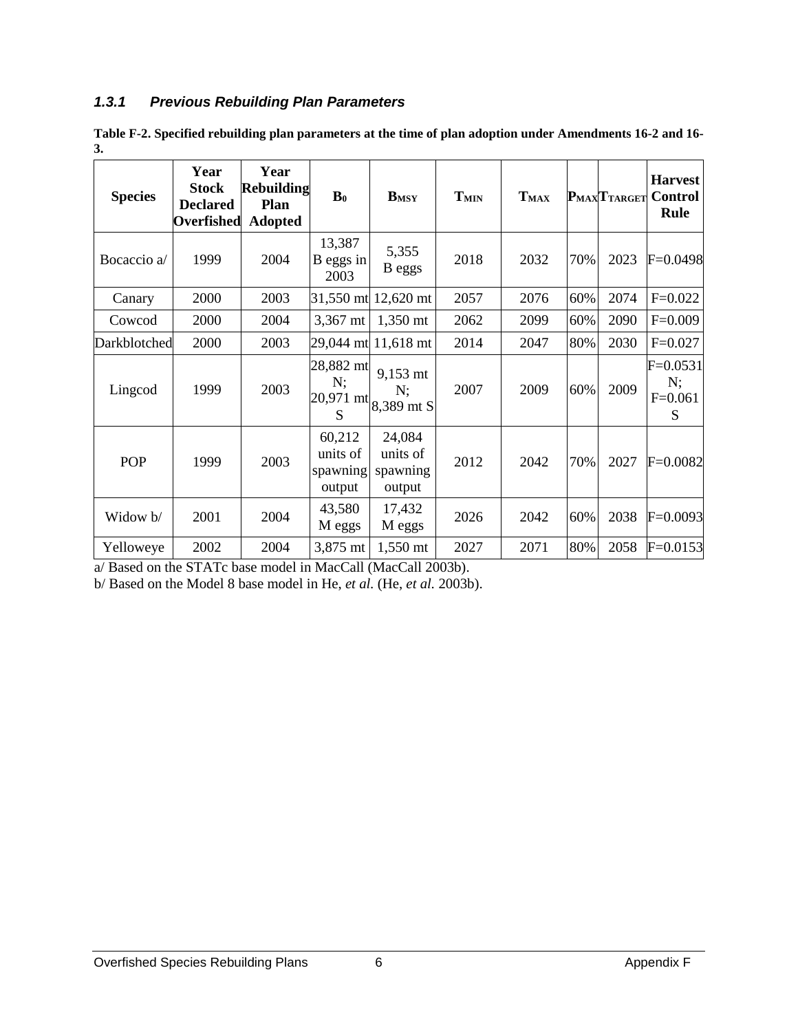### *1.3.1 Previous Rebuilding Plan Parameters*

**Table F-2. Specified rebuilding plan parameters at the time of plan adoption under Amendments 16-2 and 16-3.**

| Species | Year Stock Declared Overfished | Year Rebuilding Plan Adopted | $B_0$ | $B_{MSY}$ | $T_{MIN}$ | $T_{MAX}$ | $P_{MAX}$ | $T_{TARGET}$ | Harvest Control Rule |
|---|---|---|---|---|---|---|---|---|---|
| Bocaccio a/ | 1999 | 2004 | 13,387 B eggs in 2003 | 5,355 B eggs | 2018 | 2032 | 70% | 2023 | F=0.0498 |
| Canary | 2000 | 2003 | 31,550 mt | 12,620 mt | 2057 | 2076 | 60% | 2074 | F=0.022 |
| Cowcod | 2000 | 2004 | 3,367 mt | 1,350 mt | 2062 | 2099 | 60% | 2090 | F=0.009 |
| Darkblotched | 2000 | 2003 | 29,044 mt | 11,618 mt | 2014 | 2047 | 80% | 2030 | F=0.027 |
| Lingcod | 1999 | 2003 | 28,882 mt N; 20,971 mt S | 9,153 mt N; 8,389 mt S | 2007 | 2009 | 60% | 2009 | F=0.0531 N; F=0.061 S |
| POP | 1999 | 2003 | 60,212 units of spawning output | 24,084 units of spawning output | 2012 | 2042 | 70% | 2027 | F=0.0082 |
| Widow b/ | 2001 | 2004 | 43,580 M eggs | 17,432 M eggs | 2026 | 2042 | 60% | 2038 | F=0.0093 |
| Yelloweye | 2002 | 2004 | 3,875 mt | 1,550 mt | 2027 | 2071 | 80% | 2058 | F=0.0153 |

a/ Based on the STATc base model in MacCall (MacCall 2003b).

b/ Based on the Model 8 base model in He, *et al.* (He, *et al.* 2003b).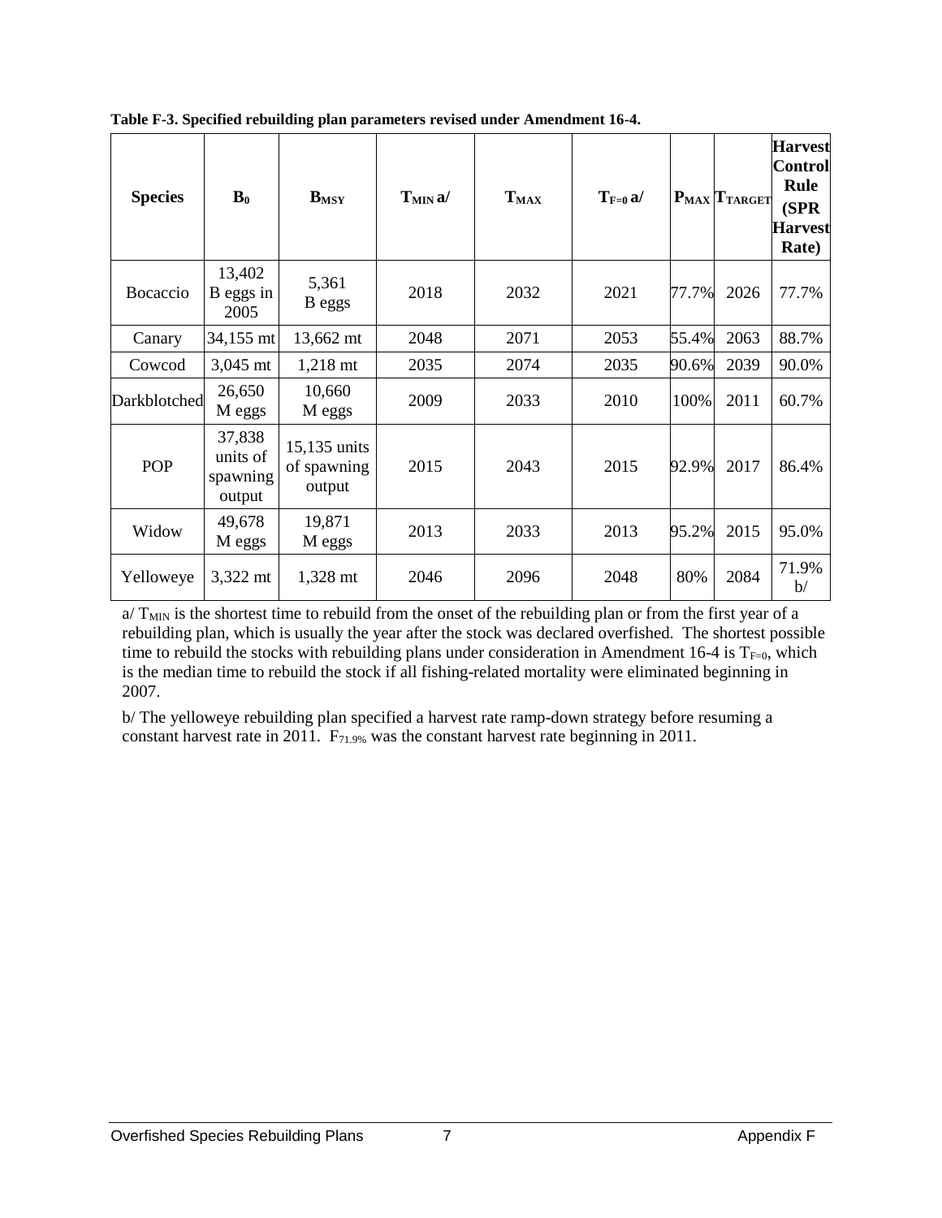**Table F-3. Specified rebuilding plan parameters revised under Amendment 16-4.**

| Species | $B_0$ | $B_{MSY}$ | $T_{MIN}$ a/ | $T_{MAX}$ | $T_{F=0}$ a/ | $P_{MAX}$ | $T_{TARGET}$ | Harvest Control Rule (SPR Harvest Rate) |
|---|---|---|---|---|---|---|---|---|
| Bocaccio | 13,402 B eggs in 2005 | 5,361 B eggs | 2018 | 2032 | 2021 | 77.7% | 2026 | 77.7% |
| Canary | 34,155 mt | 13,662 mt | 2048 | 2071 | 2053 | 55.4% | 2063 | 88.7% |
| Cowcod | 3,045 mt | 1,218 mt | 2035 | 2074 | 2035 | 90.6% | 2039 | 90.0% |
| Darkblotched | 26,650 M eggs | 10,660 M eggs | 2009 | 2033 | 2010 | 100% | 2011 | 60.7% |
| POP | 37,838 units of spawning output | 15,135 units of spawning output | 2015 | 2043 | 2015 | 92.9% | 2017 | 86.4% |
| Widow | 49,678 M eggs | 19,871 M eggs | 2013 | 2033 | 2013 | 95.2% | 2015 | 95.0% |
| Yelloweye | 3,322 mt | 1,328 mt | 2046 | 2096 | 2048 | 80% | 2084 | 71.9% b/ |

a/ $T_{MIN}$ is the shortest time to rebuild from the onset of the rebuilding plan or from the first year of a rebuilding plan, which is usually the year after the stock was declared overfished. The shortest possible time to rebuild the stocks with rebuilding plans under consideration in Amendment 16-4 is $T_{F=0}$, which is the median time to rebuild the stock if all fishing-related mortality were eliminated beginning in 2007.

b/ The yelloweye rebuilding plan specified a harvest rate ramp-down strategy before resuming a constant harvest rate in 2011. $F_{71.9\%}$ was the constant harvest rate beginning in 2011.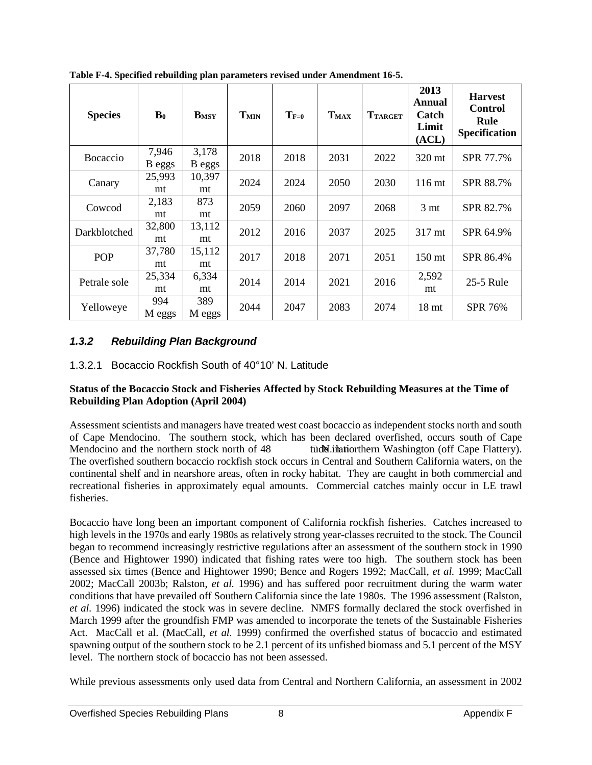**Table F-4. Specified rebuilding plan parameters revised under Amendment 16-5.**

| Species | $B_0$ | $B_{MSY}$ | $T_{MIN}$ | $T_{F=0}$ | $T_{MAX}$ | $T_{TARGET}$ | 2013 Annual Catch Limit (ACL) | Harvest Control Rule Specification |
|---|---|---|---|---|---|---|---|---|
| Bocaccio | 7,946 B eggs | 3,178 B eggs | 2018 | 2018 | 2031 | 2022 | 320 mt | SPR 77.7% |
| Canary | 25,993 mt | 10,397 mt | 2024 | 2024 | 2050 | 2030 | 116 mt | SPR 88.7% |
| Cowcod | 2,183 mt | 873 mt | 2059 | 2060 | 2097 | 2068 | 3 mt | SPR 82.7% |
| Darkblotched | 32,800 mt | 13,112 mt | 2012 | 2016 | 2037 | 2025 | 317 mt | SPR 64.9% |
| POP | 37,780 mt | 15,112 mt | 2017 | 2018 | 2071 | 2051 | 150 mt | SPR 86.4% |
| Petrale sole | 25,334 mt | 6,334 mt | 2014 | 2014 | 2021 | 2016 | 2,592 mt | 25-5 Rule |
| Yelloweye | 994 M eggs | 389 M eggs | 2044 | 2047 | 2083 | 2074 | 18 mt | SPR 76% |

### *1.3.2 Rebuilding Plan Background*

#### 1.3.2.1 Bocaccio Rockfish South of 40°10' N. Latitude

**Status of the Bocaccio Stock and Fisheries Affected by Stock Rebuilding Measures at the Time of Rebuilding Plan Adoption (April 2004)**

Assessment scientists and managers have treated west coast bocaccio as independent stocks north and south of Cape Mendocino. The southern stock, which has been declared overfished, occurs south of Cape Mendocino and the northern stock north of 48° N. latitude in northern Washington (off Cape Flattery). The overfished southern bocaccio rockfish stock occurs in Central and Southern California waters, on the continental shelf and in nearshore areas, often in rocky habitat. They are caught in both commercial and recreational fisheries in approximately equal amounts. Commercial catches mainly occur in LE trawl fisheries.

Bocaccio have long been an important component of California rockfish fisheries. Catches increased to high levels in the 1970s and early 1980s as relatively strong year-classes recruited to the stock. The Council began to recommend increasingly restrictive regulations after an assessment of the southern stock in 1990 (Bence and Hightower 1990) indicated that fishing rates were too high. The southern stock has been assessed six times (Bence and Hightower 1990; Bence and Rogers 1992; MacCall, *et al.* 1999; MacCall 2002; MacCall 2003b; Ralston, *et al.* 1996) and has suffered poor recruitment during the warm water conditions that have prevailed off Southern California since the late 1980s. The 1996 assessment (Ralston, *et al.* 1996) indicated the stock was in severe decline. NMFS formally declared the stock overfished in March 1999 after the groundfish FMP was amended to incorporate the tenets of the Sustainable Fisheries Act. MacCall et al. (MacCall, *et al.* 1999) confirmed the overfished status of bocaccio and estimated spawning output of the southern stock to be 2.1 percent of its unfished biomass and 5.1 percent of the MSY level. The northern stock of bocaccio has not been assessed.

While previous assessments only used data from Central and Northern California, an assessment in 2002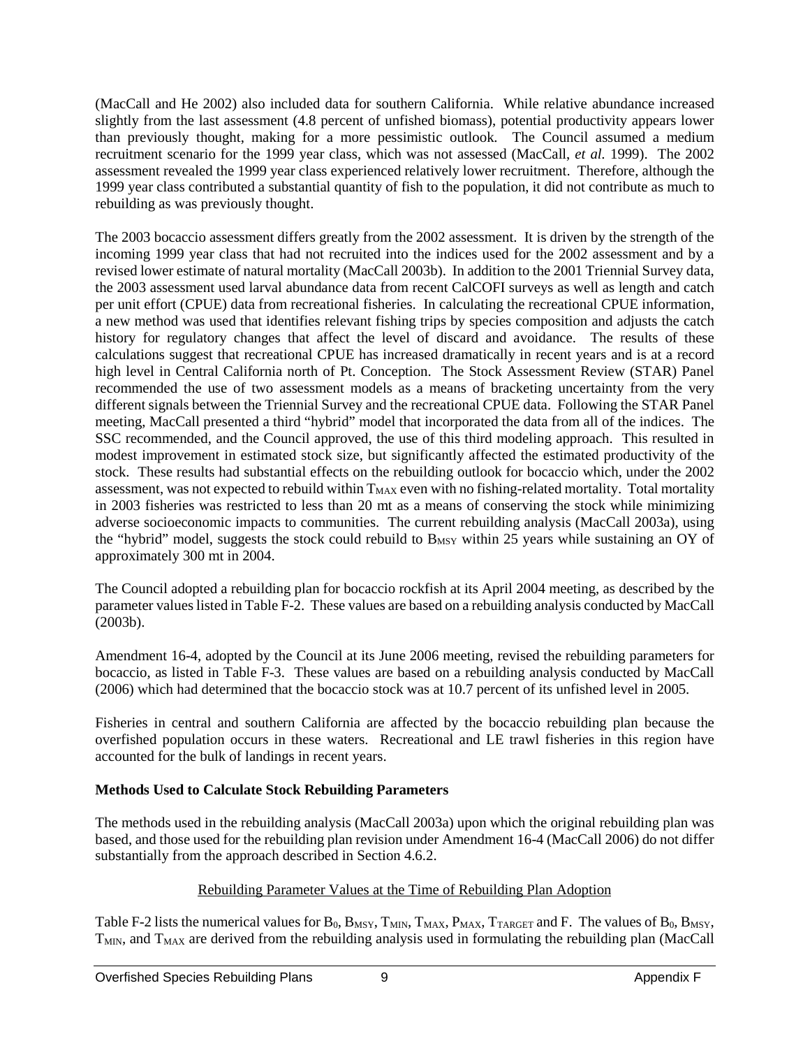(MacCall and He 2002) also included data for southern California. While relative abundance increased slightly from the last assessment (4.8 percent of unfished biomass), potential productivity appears lower than previously thought, making for a more pessimistic outlook. The Council assumed a medium recruitment scenario for the 1999 year class, which was not assessed (MacCall, *et al.* 1999). The 2002 assessment revealed the 1999 year class experienced relatively lower recruitment. Therefore, although the 1999 year class contributed a substantial quantity of fish to the population, it did not contribute as much to rebuilding as was previously thought.

The 2003 bocaccio assessment differs greatly from the 2002 assessment. It is driven by the strength of the incoming 1999 year class that had not recruited into the indices used for the 2002 assessment and by a revised lower estimate of natural mortality (MacCall 2003b). In addition to the 2001 Triennial Survey data, the 2003 assessment used larval abundance data from recent CalCOFI surveys as well as length and catch per unit effort (CPUE) data from recreational fisheries. In calculating the recreational CPUE information, a new method was used that identifies relevant fishing trips by species composition and adjusts the catch history for regulatory changes that affect the level of discard and avoidance. The results of these calculations suggest that recreational CPUE has increased dramatically in recent years and is at a record high level in Central California north of Pt. Conception. The Stock Assessment Review (STAR) Panel recommended the use of two assessment models as a means of bracketing uncertainty from the very different signals between the Triennial Survey and the recreational CPUE data. Following the STAR Panel meeting, MacCall presented a third "hybrid" model that incorporated the data from all of the indices. The SSC recommended, and the Council approved, the use of this third modeling approach. This resulted in modest improvement in estimated stock size, but significantly affected the estimated productivity of the stock. These results had substantial effects on the rebuilding outlook for bocaccio which, under the 2002 assessment, was not expected to rebuild within $T_{MAX}$ even with no fishing-related mortality. Total mortality in 2003 fisheries was restricted to less than 20 mt as a means of conserving the stock while minimizing adverse socioeconomic impacts to communities. The current rebuilding analysis (MacCall 2003a), using the "hybrid" model, suggests the stock could rebuild to $B_{MSY}$ within 25 years while sustaining an OY of approximately 300 mt in 2004.

The Council adopted a rebuilding plan for bocaccio rockfish at its April 2004 meeting, as described by the parameter values listed in Table F-2. These values are based on a rebuilding analysis conducted by MacCall (2003b).

Amendment 16-4, adopted by the Council at its June 2006 meeting, revised the rebuilding parameters for bocaccio, as listed in Table F-3. These values are based on a rebuilding analysis conducted by MacCall (2006) which had determined that the bocaccio stock was at 10.7 percent of its unfished level in 2005.

Fisheries in central and southern California are affected by the bocaccio rebuilding plan because the overfished population occurs in these waters. Recreational and LE trawl fisheries in this region have accounted for the bulk of landings in recent years.

**Methods Used to Calculate Stock Rebuilding Parameters**

The methods used in the rebuilding analysis (MacCall 2003a) upon which the original rebuilding plan was based, and those used for the rebuilding plan revision under Amendment 16-4 (MacCall 2006) do not differ substantially from the approach described in Section 4.6.2.

Rebuilding Parameter Values at the Time of Rebuilding Plan Adoption

Table F-2 lists the numerical values for $B_0$, $B_{MSY}$, $T_{MIN}$, $T_{MAX}$, $P_{MAX}$, $T_{TARGET}$ and F. The values of $B_0$, $B_{MSY}$, $T_{MIN}$, and $T_{MAX}$ are derived from the rebuilding analysis used in formulating the rebuilding plan (MacCall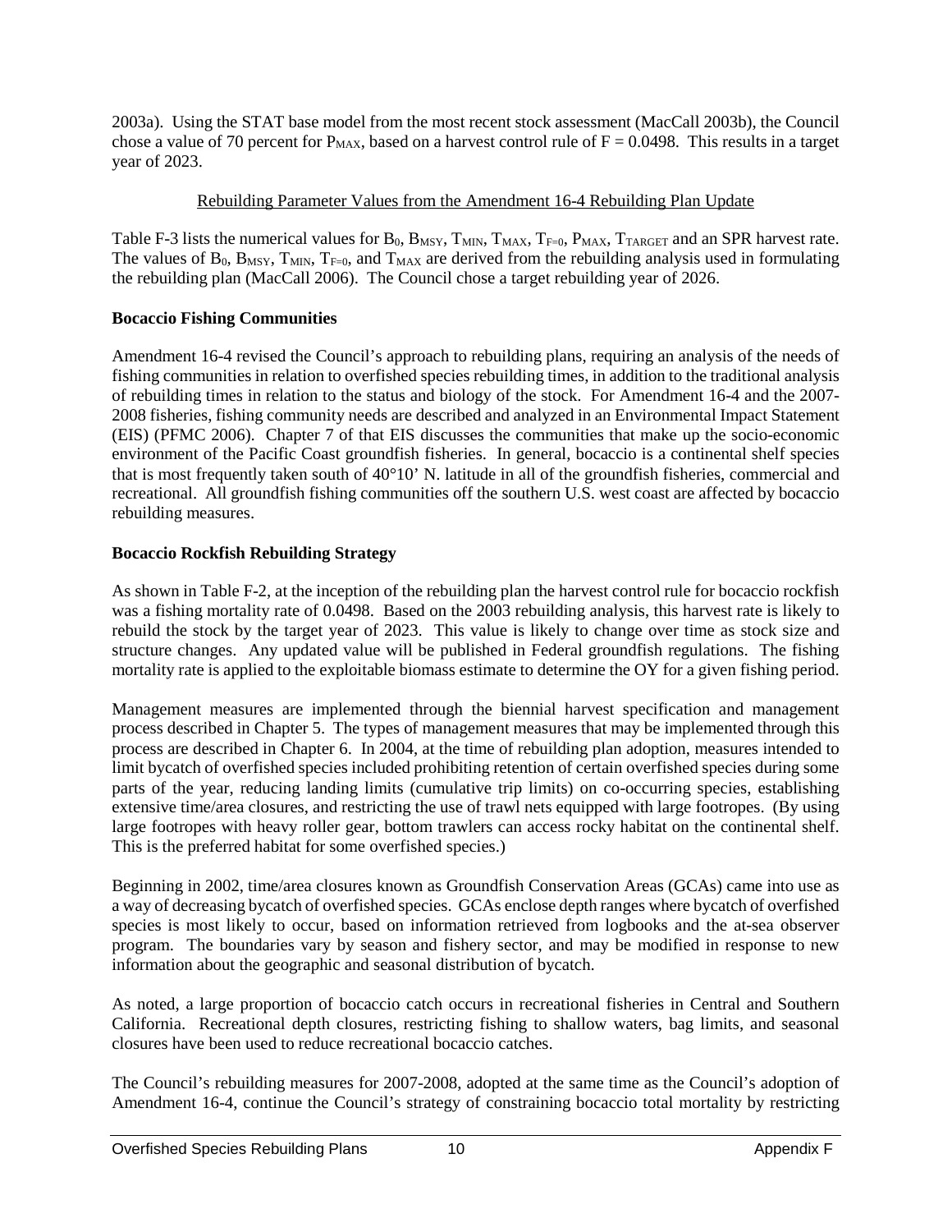2003a). Using the STAT base model from the most recent stock assessment (MacCall 2003b), the Council chose a value of 70 percent for $P_{MAX}$, based on a harvest control rule of $F = 0.0498$. This results in a target year of 2023.

<u>Rebuilding Parameter Values from the Amendment 16-4 Rebuilding Plan Update</u>

Table F-3 lists the numerical values for $B_0$, $B_{MSY}$, $T_{MIN}$, $T_{MAX}$, $T_{F=0}$, $P_{MAX}$, $T_{TARGET}$ and an SPR harvest rate. The values of $B_0$, $B_{MSY}$, $T_{MIN}$, $T_{F=0}$, and $T_{MAX}$ are derived from the rebuilding analysis used in formulating the rebuilding plan (MacCall 2006). The Council chose a target rebuilding year of 2026.

**Bocaccio Fishing Communities**

Amendment 16-4 revised the Council's approach to rebuilding plans, requiring an analysis of the needs of fishing communities in relation to overfished species rebuilding times, in addition to the traditional analysis of rebuilding times in relation to the status and biology of the stock. For Amendment 16-4 and the 2007-2008 fisheries, fishing community needs are described and analyzed in an Environmental Impact Statement (EIS) (PFMC 2006). Chapter 7 of that EIS discusses the communities that make up the socio-economic environment of the Pacific Coast groundfish fisheries. In general, bocaccio is a continental shelf species that is most frequently taken south of 40°10' N. latitude in all of the groundfish fisheries, commercial and recreational. All groundfish fishing communities off the southern U.S. west coast are affected by bocaccio rebuilding measures.

**Bocaccio Rockfish Rebuilding Strategy**

As shown in Table F-2, at the inception of the rebuilding plan the harvest control rule for bocaccio rockfish was a fishing mortality rate of 0.0498. Based on the 2003 rebuilding analysis, this harvest rate is likely to rebuild the stock by the target year of 2023. This value is likely to change over time as stock size and structure changes. Any updated value will be published in Federal groundfish regulations. The fishing mortality rate is applied to the exploitable biomass estimate to determine the OY for a given fishing period.

Management measures are implemented through the biennial harvest specification and management process described in Chapter 5. The types of management measures that may be implemented through this process are described in Chapter 6. In 2004, at the time of rebuilding plan adoption, measures intended to limit bycatch of overfished species included prohibiting retention of certain overfished species during some parts of the year, reducing landing limits (cumulative trip limits) on co-occurring species, establishing extensive time/area closures, and restricting the use of trawl nets equipped with large footropes. (By using large footropes with heavy roller gear, bottom trawlers can access rocky habitat on the continental shelf. This is the preferred habitat for some overfished species.)

Beginning in 2002, time/area closures known as Groundfish Conservation Areas (GCAs) came into use as a way of decreasing bycatch of overfished species. GCAs enclose depth ranges where bycatch of overfished species is most likely to occur, based on information retrieved from logbooks and the at-sea observer program. The boundaries vary by season and fishery sector, and may be modified in response to new information about the geographic and seasonal distribution of bycatch.

As noted, a large proportion of bocaccio catch occurs in recreational fisheries in Central and Southern California. Recreational depth closures, restricting fishing to shallow waters, bag limits, and seasonal closures have been used to reduce recreational bocaccio catches.

The Council's rebuilding measures for 2007-2008, adopted at the same time as the Council's adoption of Amendment 16-4, continue the Council's strategy of constraining bocaccio total mortality by restricting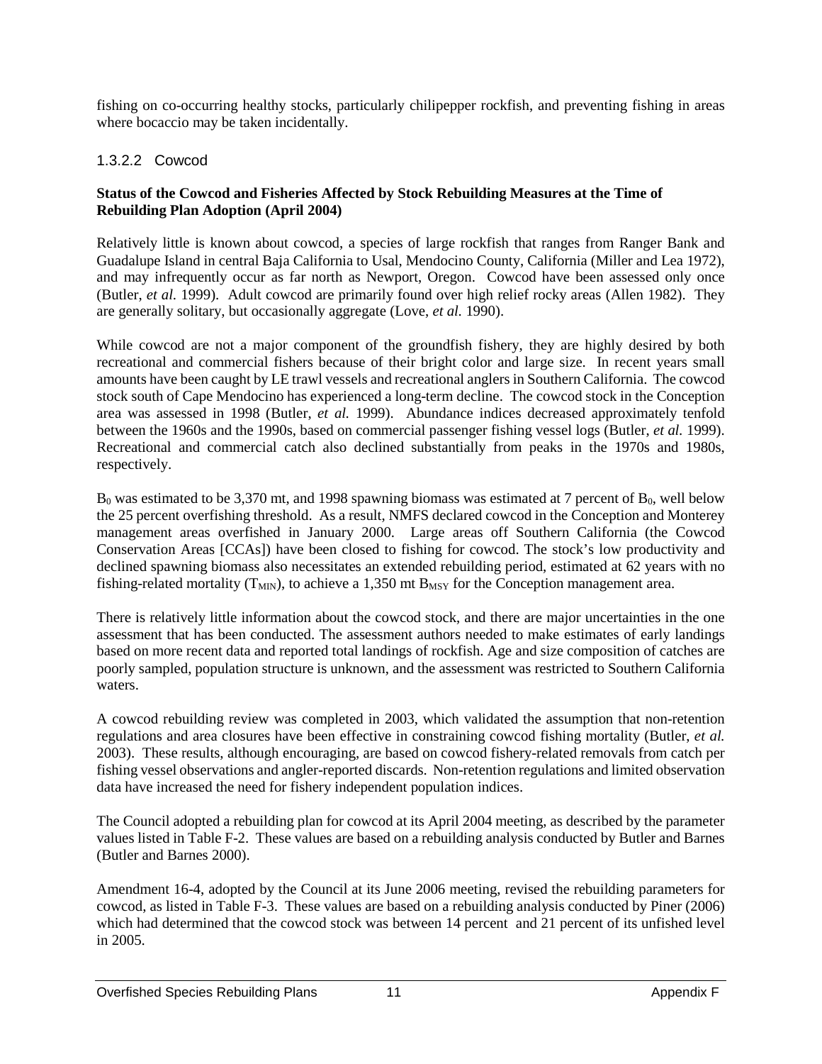fishing on co-occurring healthy stocks, particularly chilipepper rockfish, and preventing fishing in areas where bocaccio may be taken incidentally.

#### 1.3.2.2 Cowcod

**Status of the Cowcod and Fisheries Affected by Stock Rebuilding Measures at the Time of Rebuilding Plan Adoption (April 2004)**

Relatively little is known about cowcod, a species of large rockfish that ranges from Ranger Bank and Guadalupe Island in central Baja California to Usal, Mendocino County, California (Miller and Lea 1972), and may infrequently occur as far north as Newport, Oregon. Cowcod have been assessed only once (Butler, *et al.* 1999). Adult cowcod are primarily found over high relief rocky areas (Allen 1982). They are generally solitary, but occasionally aggregate (Love, *et al.* 1990).

While cowcod are not a major component of the groundfish fishery, they are highly desired by both recreational and commercial fishers because of their bright color and large size. In recent years small amounts have been caught by LE trawl vessels and recreational anglers in Southern California. The cowcod stock south of Cape Mendocino has experienced a long-term decline. The cowcod stock in the Conception area was assessed in 1998 (Butler, *et al.* 1999). Abundance indices decreased approximately tenfold between the 1960s and the 1990s, based on commercial passenger fishing vessel logs (Butler, *et al.* 1999). Recreational and commercial catch also declined substantially from peaks in the 1970s and 1980s, respectively.

$B_0$ was estimated to be 3,370 mt, and 1998 spawning biomass was estimated at 7 percent of $B_0$, well below the 25 percent overfishing threshold. As a result, NMFS declared cowcod in the Conception and Monterey management areas overfished in January 2000. Large areas off Southern California (the Cowcod Conservation Areas [CCAs]) have been closed to fishing for cowcod. The stock's low productivity and declined spawning biomass also necessitates an extended rebuilding period, estimated at 62 years with no fishing-related mortality ($T_{MIN}$), to achieve a 1,350 mt $B_{MSY}$ for the Conception management area.

There is relatively little information about the cowcod stock, and there are major uncertainties in the one assessment that has been conducted. The assessment authors needed to make estimates of early landings based on more recent data and reported total landings of rockfish. Age and size composition of catches are poorly sampled, population structure is unknown, and the assessment was restricted to Southern California waters.

A cowcod rebuilding review was completed in 2003, which validated the assumption that non-retention regulations and area closures have been effective in constraining cowcod fishing mortality (Butler, *et al.* 2003). These results, although encouraging, are based on cowcod fishery-related removals from catch per fishing vessel observations and angler-reported discards. Non-retention regulations and limited observation data have increased the need for fishery independent population indices.

The Council adopted a rebuilding plan for cowcod at its April 2004 meeting, as described by the parameter values listed in Table F-2. These values are based on a rebuilding analysis conducted by Butler and Barnes (Butler and Barnes 2000).

Amendment 16-4, adopted by the Council at its June 2006 meeting, revised the rebuilding parameters for cowcod, as listed in Table F-3. These values are based on a rebuilding analysis conducted by Piner (2006) which had determined that the cowcod stock was between 14 percent and 21 percent of its unfished level in 2005.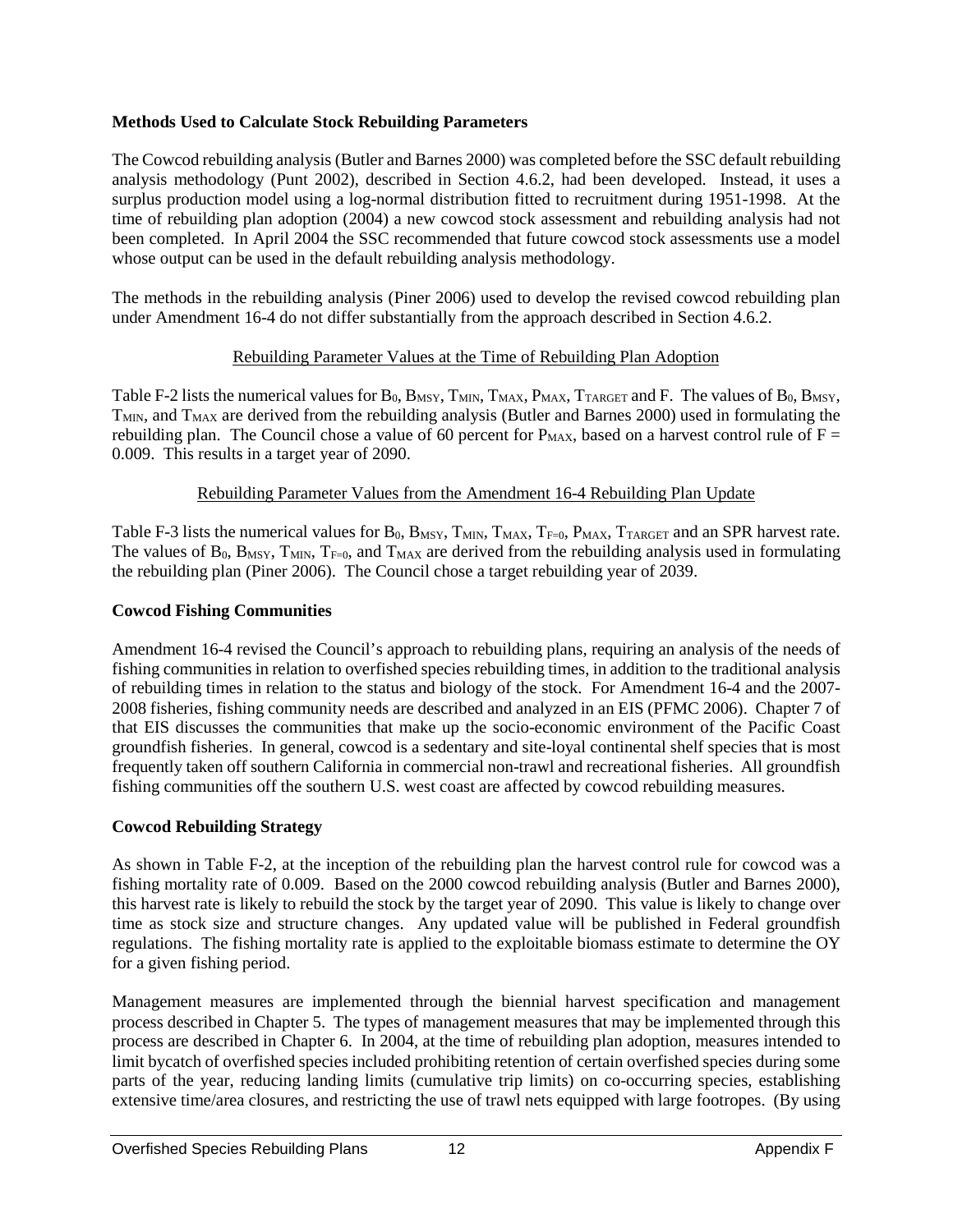**Methods Used to Calculate Stock Rebuilding Parameters**

The Cowcod rebuilding analysis (Butler and Barnes 2000) was completed before the SSC default rebuilding analysis methodology (Punt 2002), described in Section 4.6.2, had been developed. Instead, it uses a surplus production model using a log-normal distribution fitted to recruitment during 1951-1998. At the time of rebuilding plan adoption (2004) a new cowcod stock assessment and rebuilding analysis had not been completed. In April 2004 the SSC recommended that future cowcod stock assessments use a model whose output can be used in the default rebuilding analysis methodology.

The methods in the rebuilding analysis (Piner 2006) used to develop the revised cowcod rebuilding plan under Amendment 16-4 do not differ substantially from the approach described in Section 4.6.2.

Rebuilding Parameter Values at the Time of Rebuilding Plan Adoption

Table F-2 lists the numerical values for $B_0$, $B_{MSY}$, $T_{MIN}$, $T_{MAX}$, $P_{MAX}$, $T_{TARGET}$ and F. The values of $B_0$, $B_{MSY}$, $T_{MIN}$, and $T_{MAX}$ are derived from the rebuilding analysis (Butler and Barnes 2000) used in formulating the rebuilding plan. The Council chose a value of 60 percent for $P_{MAX}$, based on a harvest control rule of $F = 0.009$. This results in a target year of 2090.

Rebuilding Parameter Values from the Amendment 16-4 Rebuilding Plan Update

Table F-3 lists the numerical values for $B_0$, $B_{MSY}$, $T_{MIN}$, $T_{MAX}$, $T_{F=0}$, $P_{MAX}$, $T_{TARGET}$ and an SPR harvest rate. The values of $B_0$, $B_{MSY}$, $T_{MIN}$, $T_{F=0}$, and $T_{MAX}$ are derived from the rebuilding analysis used in formulating the rebuilding plan (Piner 2006). The Council chose a target rebuilding year of 2039.

**Cowcod Fishing Communities**

Amendment 16-4 revised the Council's approach to rebuilding plans, requiring an analysis of the needs of fishing communities in relation to overfished species rebuilding times, in addition to the traditional analysis of rebuilding times in relation to the status and biology of the stock. For Amendment 16-4 and the 2007-2008 fisheries, fishing community needs are described and analyzed in an EIS (PFMC 2006). Chapter 7 of that EIS discusses the communities that make up the socio-economic environment of the Pacific Coast groundfish fisheries. In general, cowcod is a sedentary and site-loyal continental shelf species that is most frequently taken off southern California in commercial non-trawl and recreational fisheries. All groundfish fishing communities off the southern U.S. west coast are affected by cowcod rebuilding measures.

**Cowcod Rebuilding Strategy**

As shown in Table F-2, at the inception of the rebuilding plan the harvest control rule for cowcod was a fishing mortality rate of 0.009. Based on the 2000 cowcod rebuilding analysis (Butler and Barnes 2000), this harvest rate is likely to rebuild the stock by the target year of 2090. This value is likely to change over time as stock size and structure changes. Any updated value will be published in Federal groundfish regulations. The fishing mortality rate is applied to the exploitable biomass estimate to determine the OY for a given fishing period.

Management measures are implemented through the biennial harvest specification and management process described in Chapter 5. The types of management measures that may be implemented through this process are described in Chapter 6. In 2004, at the time of rebuilding plan adoption, measures intended to limit bycatch of overfished species included prohibiting retention of certain overfished species during some parts of the year, reducing landing limits (cumulative trip limits) on co-occurring species, establishing extensive time/area closures, and restricting the use of trawl nets equipped with large footropes. (By using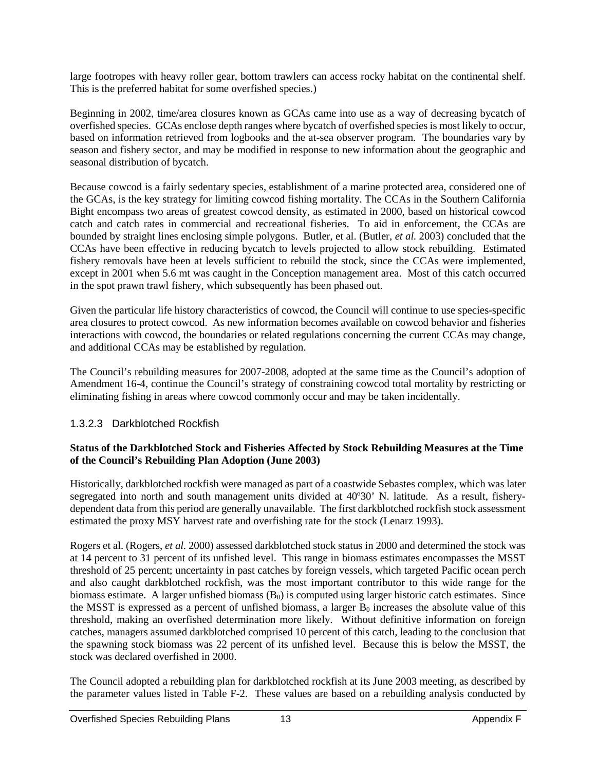large footropes with heavy roller gear, bottom trawlers can access rocky habitat on the continental shelf. This is the preferred habitat for some overfished species.)

Beginning in 2002, time/area closures known as GCAs came into use as a way of decreasing bycatch of overfished species. GCAs enclose depth ranges where bycatch of overfished species is most likely to occur, based on information retrieved from logbooks and the at-sea observer program. The boundaries vary by season and fishery sector, and may be modified in response to new information about the geographic and seasonal distribution of bycatch.

Because cowcod is a fairly sedentary species, establishment of a marine protected area, considered one of the GCAs, is the key strategy for limiting cowcod fishing mortality. The CCAs in the Southern California Bight encompass two areas of greatest cowcod density, as estimated in 2000, based on historical cowcod catch and catch rates in commercial and recreational fisheries. To aid in enforcement, the CCAs are bounded by straight lines enclosing simple polygons. Butler, et al. (Butler, *et al.* 2003) concluded that the CCAs have been effective in reducing bycatch to levels projected to allow stock rebuilding. Estimated fishery removals have been at levels sufficient to rebuild the stock, since the CCAs were implemented, except in 2001 when 5.6 mt was caught in the Conception management area. Most of this catch occurred in the spot prawn trawl fishery, which subsequently has been phased out.

Given the particular life history characteristics of cowcod, the Council will continue to use species-specific area closures to protect cowcod. As new information becomes available on cowcod behavior and fisheries interactions with cowcod, the boundaries or related regulations concerning the current CCAs may change, and additional CCAs may be established by regulation.

The Council's rebuilding measures for 2007-2008, adopted at the same time as the Council's adoption of Amendment 16-4, continue the Council's strategy of constraining cowcod total mortality by restricting or eliminating fishing in areas where cowcod commonly occur and may be taken incidentally.

### 1.3.2.3 Darkblotched Rockfish

**Status of the Darkblotched Stock and Fisheries Affected by Stock Rebuilding Measures at the Time of the Council's Rebuilding Plan Adoption (June 2003)**

Historically, darkblotched rockfish were managed as part of a coastwide Sebastes complex, which was later segregated into north and south management units divided at 40º30' N. latitude. As a result, fishery-dependent data from this period are generally unavailable. The first darkblotched rockfish stock assessment estimated the proxy MSY harvest rate and overfishing rate for the stock (Lenarz 1993).

Rogers et al. (Rogers, *et al.* 2000) assessed darkblotched stock status in 2000 and determined the stock was at 14 percent to 31 percent of its unfished level. This range in biomass estimates encompasses the MSST threshold of 25 percent; uncertainty in past catches by foreign vessels, which targeted Pacific ocean perch and also caught darkblotched rockfish, was the most important contributor to this wide range for the biomass estimate. A larger unfished biomass ($B_0$) is computed using larger historic catch estimates. Since the MSST is expressed as a percent of unfished biomass, a larger $B_0$ increases the absolute value of this threshold, making an overfished determination more likely. Without definitive information on foreign catches, managers assumed darkblotched comprised 10 percent of this catch, leading to the conclusion that the spawning stock biomass was 22 percent of its unfished level. Because this is below the MSST, the stock was declared overfished in 2000.

The Council adopted a rebuilding plan for darkblotched rockfish at its June 2003 meeting, as described by the parameter values listed in Table F-2. These values are based on a rebuilding analysis conducted by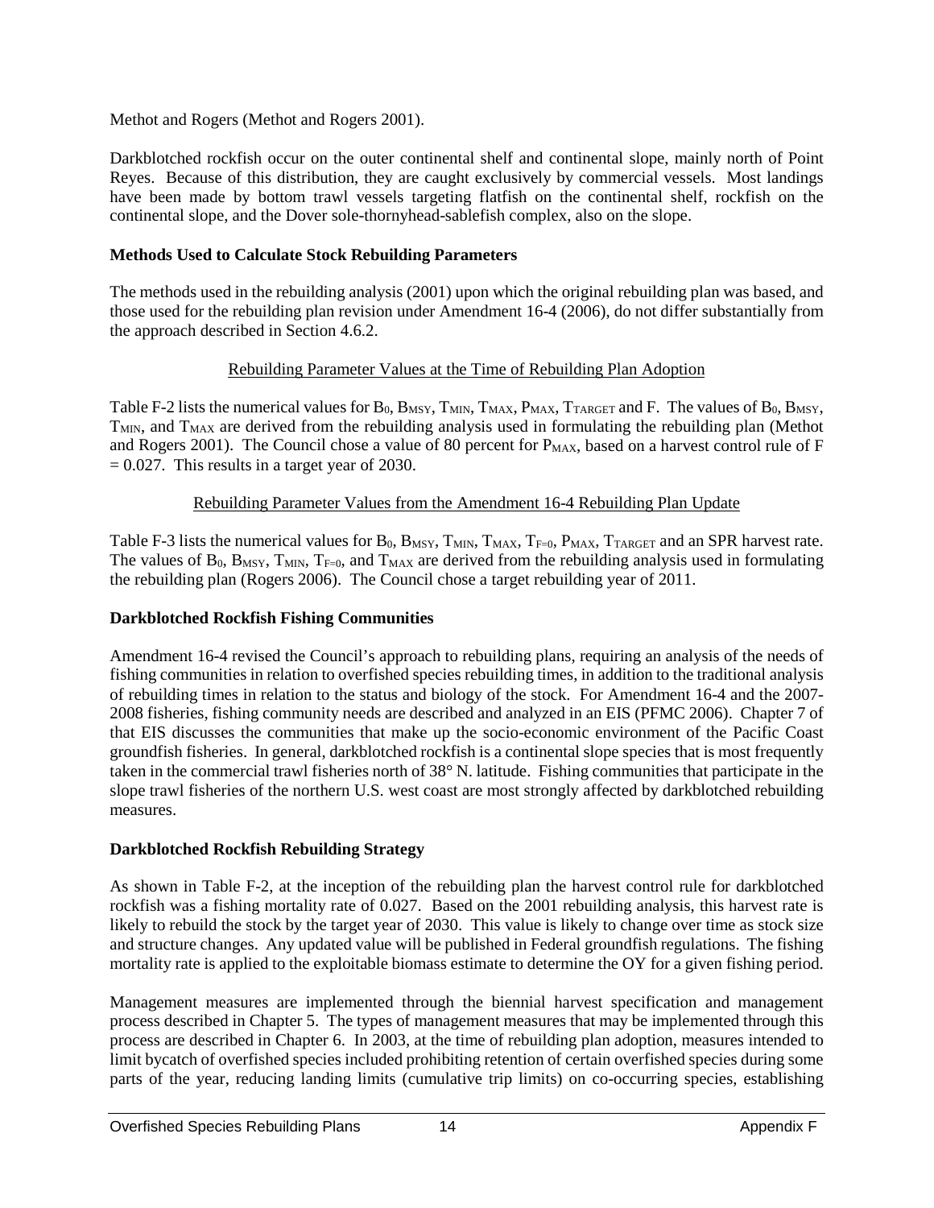Methot and Rogers (Methot and Rogers 2001).

Darkblotched rockfish occur on the outer continental shelf and continental slope, mainly north of Point Reyes. Because of this distribution, they are caught exclusively by commercial vessels. Most landings have been made by bottom trawl vessels targeting flatfish on the continental shelf, rockfish on the continental slope, and the Dover sole-thornyhead-sablefish complex, also on the slope.

**Methods Used to Calculate Stock Rebuilding Parameters**

The methods used in the rebuilding analysis (2001) upon which the original rebuilding plan was based, and those used for the rebuilding plan revision under Amendment 16-4 (2006), do not differ substantially from the approach described in Section 4.6.2.

Rebuilding Parameter Values at the Time of Rebuilding Plan Adoption

Table F-2 lists the numerical values for $B_0$, $B_{MSY}$, $T_{MIN}$, $T_{MAX}$, $P_{MAX}$, $T_{TARGET}$ and F. The values of $B_0$, $B_{MSY}$, $T_{MIN}$, and $T_{MAX}$ are derived from the rebuilding analysis used in formulating the rebuilding plan (Methot and Rogers 2001). The Council chose a value of 80 percent for $P_{MAX}$, based on a harvest control rule of $F = 0.027$. This results in a target year of 2030.

Rebuilding Parameter Values from the Amendment 16-4 Rebuilding Plan Update

Table F-3 lists the numerical values for $B_0$, $B_{MSY}$, $T_{MIN}$, $T_{MAX}$, $T_{F=0}$, $P_{MAX}$, $T_{TARGET}$ and an SPR harvest rate. The values of $B_0$, $B_{MSY}$, $T_{MIN}$, $T_{F=0}$, and $T_{MAX}$ are derived from the rebuilding analysis used in formulating the rebuilding plan (Rogers 2006). The Council chose a target rebuilding year of 2011.

**Darkblotched Rockfish Fishing Communities**

Amendment 16-4 revised the Council's approach to rebuilding plans, requiring an analysis of the needs of fishing communities in relation to overfished species rebuilding times, in addition to the traditional analysis of rebuilding times in relation to the status and biology of the stock. For Amendment 16-4 and the 2007-2008 fisheries, fishing community needs are described and analyzed in an EIS (PFMC 2006). Chapter 7 of that EIS discusses the communities that make up the socio-economic environment of the Pacific Coast groundfish fisheries. In general, darkblotched rockfish is a continental slope species that is most frequently taken in the commercial trawl fisheries north of 38° N. latitude. Fishing communities that participate in the slope trawl fisheries of the northern U.S. west coast are most strongly affected by darkblotched rebuilding measures.

**Darkblotched Rockfish Rebuilding Strategy**

As shown in Table F-2, at the inception of the rebuilding plan the harvest control rule for darkblotched rockfish was a fishing mortality rate of 0.027. Based on the 2001 rebuilding analysis, this harvest rate is likely to rebuild the stock by the target year of 2030. This value is likely to change over time as stock size and structure changes. Any updated value will be published in Federal groundfish regulations. The fishing mortality rate is applied to the exploitable biomass estimate to determine the OY for a given fishing period.

Management measures are implemented through the biennial harvest specification and management process described in Chapter 5. The types of management measures that may be implemented through this process are described in Chapter 6. In 2003, at the time of rebuilding plan adoption, measures intended to limit bycatch of overfished species included prohibiting retention of certain overfished species during some parts of the year, reducing landing limits (cumulative trip limits) on co-occurring species, establishing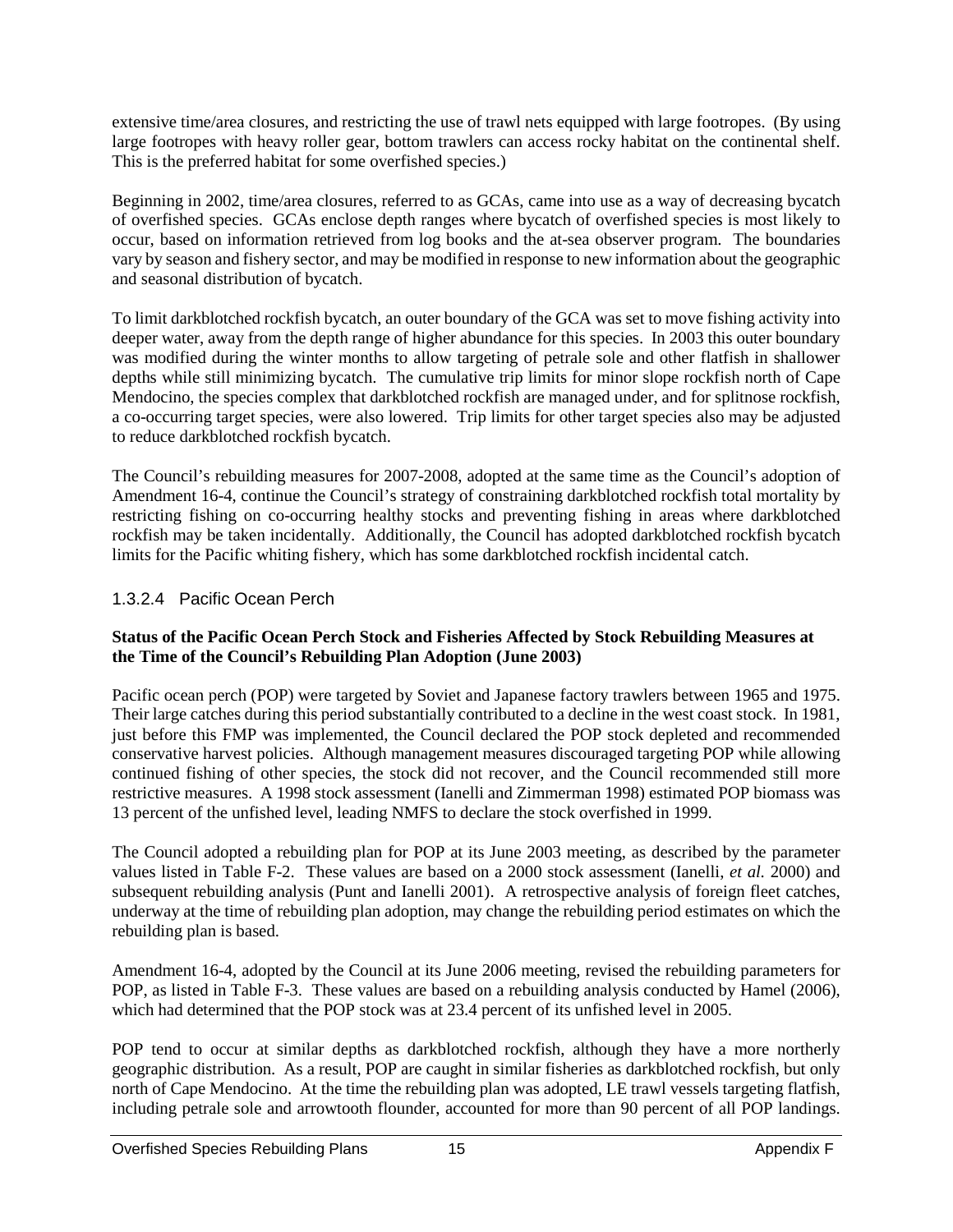extensive time/area closures, and restricting the use of trawl nets equipped with large footropes. (By using large footropes with heavy roller gear, bottom trawlers can access rocky habitat on the continental shelf. This is the preferred habitat for some overfished species.)

Beginning in 2002, time/area closures, referred to as GCAs, came into use as a way of decreasing bycatch of overfished species. GCAs enclose depth ranges where bycatch of overfished species is most likely to occur, based on information retrieved from log books and the at-sea observer program. The boundaries vary by season and fishery sector, and may be modified in response to new information about the geographic and seasonal distribution of bycatch.

To limit darkblotched rockfish bycatch, an outer boundary of the GCA was set to move fishing activity into deeper water, away from the depth range of higher abundance for this species. In 2003 this outer boundary was modified during the winter months to allow targeting of petrale sole and other flatfish in shallower depths while still minimizing bycatch. The cumulative trip limits for minor slope rockfish north of Cape Mendocino, the species complex that darkblotched rockfish are managed under, and for splitnose rockfish, a co-occurring target species, were also lowered. Trip limits for other target species also may be adjusted to reduce darkblotched rockfish bycatch.

The Council's rebuilding measures for 2007-2008, adopted at the same time as the Council's adoption of Amendment 16-4, continue the Council's strategy of constraining darkblotched rockfish total mortality by restricting fishing on co-occurring healthy stocks and preventing fishing in areas where darkblotched rockfish may be taken incidentally. Additionally, the Council has adopted darkblotched rockfish bycatch limits for the Pacific whiting fishery, which has some darkblotched rockfish incidental catch.

### 1.3.2.4 Pacific Ocean Perch

**Status of the Pacific Ocean Perch Stock and Fisheries Affected by Stock Rebuilding Measures at the Time of the Council's Rebuilding Plan Adoption (June 2003)**

Pacific ocean perch (POP) were targeted by Soviet and Japanese factory trawlers between 1965 and 1975. Their large catches during this period substantially contributed to a decline in the west coast stock. In 1981, just before this FMP was implemented, the Council declared the POP stock depleted and recommended conservative harvest policies. Although management measures discouraged targeting POP while allowing continued fishing of other species, the stock did not recover, and the Council recommended still more restrictive measures. A 1998 stock assessment (Ianelli and Zimmerman 1998) estimated POP biomass was 13 percent of the unfished level, leading NMFS to declare the stock overfished in 1999.

The Council adopted a rebuilding plan for POP at its June 2003 meeting, as described by the parameter values listed in Table F-2. These values are based on a 2000 stock assessment (Ianelli, *et al.* 2000) and subsequent rebuilding analysis (Punt and Ianelli 2001). A retrospective analysis of foreign fleet catches, underway at the time of rebuilding plan adoption, may change the rebuilding period estimates on which the rebuilding plan is based.

Amendment 16-4, adopted by the Council at its June 2006 meeting, revised the rebuilding parameters for POP, as listed in Table F-3. These values are based on a rebuilding analysis conducted by Hamel (2006), which had determined that the POP stock was at 23.4 percent of its unfished level in 2005.

POP tend to occur at similar depths as darkblotched rockfish, although they have a more northerly geographic distribution. As a result, POP are caught in similar fisheries as darkblotched rockfish, but only north of Cape Mendocino. At the time the rebuilding plan was adopted, LE trawl vessels targeting flatfish, including petrale sole and arrowtooth flounder, accounted for more than 90 percent of all POP landings.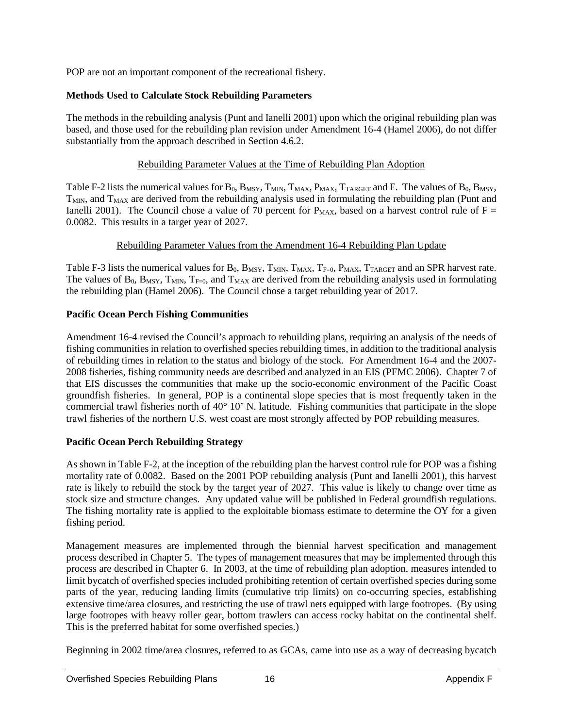POP are not an important component of the recreational fishery.

### Methods Used to Calculate Stock Rebuilding Parameters

The methods in the rebuilding analysis (Punt and Ianelli 2001) upon which the original rebuilding plan was based, and those used for the rebuilding plan revision under Amendment 16-4 (Hamel 2006), do not differ substantially from the approach described in Section 4.6.2.

#### Rebuilding Parameter Values at the Time of Rebuilding Plan Adoption

Table F-2 lists the numerical values for $B_0$, $B_{MSY}$, $T_{MIN}$, $T_{MAX}$, $P_{MAX}$, $T_{TARGET}$ and F. The values of $B_0$, $B_{MSY}$, $T_{MIN}$, and $T_{MAX}$ are derived from the rebuilding analysis used in formulating the rebuilding plan (Punt and Ianelli 2001). The Council chose a value of 70 percent for $P_{MAX}$, based on a harvest control rule of $F = 0.0082$. This results in a target year of 2027.

#### Rebuilding Parameter Values from the Amendment 16-4 Rebuilding Plan Update

Table F-3 lists the numerical values for $B_0$, $B_{MSY}$, $T_{MIN}$, $T_{MAX}$, $T_{F=0}$, $P_{MAX}$, $T_{TARGET}$ and an SPR harvest rate. The values of $B_0$, $B_{MSY}$, $T_{MIN}$, $T_{F=0}$, and $T_{MAX}$ are derived from the rebuilding analysis used in formulating the rebuilding plan (Hamel 2006). The Council chose a target rebuilding year of 2017.

### Pacific Ocean Perch Fishing Communities

Amendment 16-4 revised the Council's approach to rebuilding plans, requiring an analysis of the needs of fishing communities in relation to overfished species rebuilding times, in addition to the traditional analysis of rebuilding times in relation to the status and biology of the stock. For Amendment 16-4 and the 2007-2008 fisheries, fishing community needs are described and analyzed in an EIS (PFMC 2006). Chapter 7 of that EIS discusses the communities that make up the socio-economic environment of the Pacific Coast groundfish fisheries. In general, POP is a continental slope species that is most frequently taken in the commercial trawl fisheries north of 40° 10' N. latitude. Fishing communities that participate in the slope trawl fisheries of the northern U.S. west coast are most strongly affected by POP rebuilding measures.

### Pacific Ocean Perch Rebuilding Strategy

As shown in Table F-2, at the inception of the rebuilding plan the harvest control rule for POP was a fishing mortality rate of 0.0082. Based on the 2001 POP rebuilding analysis (Punt and Ianelli 2001), this harvest rate is likely to rebuild the stock by the target year of 2027. This value is likely to change over time as stock size and structure changes. Any updated value will be published in Federal groundfish regulations. The fishing mortality rate is applied to the exploitable biomass estimate to determine the OY for a given fishing period.

Management measures are implemented through the biennial harvest specification and management process described in Chapter 5. The types of management measures that may be implemented through this process are described in Chapter 6. In 2003, at the time of rebuilding plan adoption, measures intended to limit bycatch of overfished species included prohibiting retention of certain overfished species during some parts of the year, reducing landing limits (cumulative trip limits) on co-occurring species, establishing extensive time/area closures, and restricting the use of trawl nets equipped with large footropes. (By using large footropes with heavy roller gear, bottom trawlers can access rocky habitat on the continental shelf. This is the preferred habitat for some overfished species.)

Beginning in 2002 time/area closures, referred to as GCAs, came into use as a way of decreasing bycatch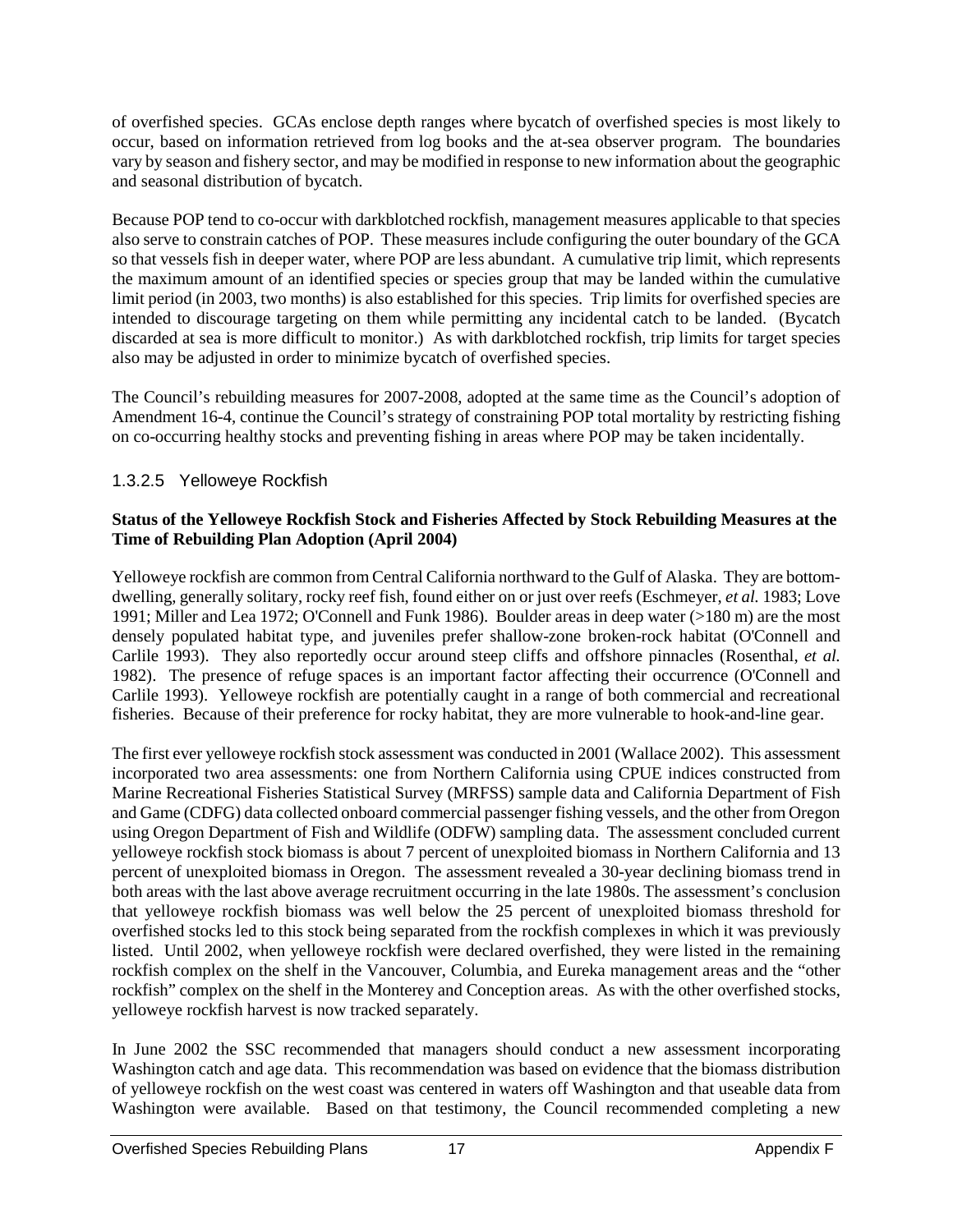of overfished species. GCAs enclose depth ranges where bycatch of overfished species is most likely to occur, based on information retrieved from log books and the at-sea observer program. The boundaries vary by season and fishery sector, and may be modified in response to new information about the geographic and seasonal distribution of bycatch.

Because POP tend to co-occur with darkblotched rockfish, management measures applicable to that species also serve to constrain catches of POP. These measures include configuring the outer boundary of the GCA so that vessels fish in deeper water, where POP are less abundant. A cumulative trip limit, which represents the maximum amount of an identified species or species group that may be landed within the cumulative limit period (in 2003, two months) is also established for this species. Trip limits for overfished species are intended to discourage targeting on them while permitting any incidental catch to be landed. (Bycatch discarded at sea is more difficult to monitor.) As with darkblotched rockfish, trip limits for target species also may be adjusted in order to minimize bycatch of overfished species.

The Council's rebuilding measures for 2007-2008, adopted at the same time as the Council's adoption of Amendment 16-4, continue the Council's strategy of constraining POP total mortality by restricting fishing on co-occurring healthy stocks and preventing fishing in areas where POP may be taken incidentally.

### 1.3.2.5 Yelloweye Rockfish

**Status of the Yelloweye Rockfish Stock and Fisheries Affected by Stock Rebuilding Measures at the Time of Rebuilding Plan Adoption (April 2004)**

Yelloweye rockfish are common from Central California northward to the Gulf of Alaska. They are bottom-dwelling, generally solitary, rocky reef fish, found either on or just over reefs (Eschmeyer, *et al.* 1983; Love 1991; Miller and Lea 1972; O'Connell and Funk 1986). Boulder areas in deep water (>180 m) are the most densely populated habitat type, and juveniles prefer shallow-zone broken-rock habitat (O'Connell and Carlile 1993). They also reportedly occur around steep cliffs and offshore pinnacles (Rosenthal, *et al.* 1982). The presence of refuge spaces is an important factor affecting their occurrence (O'Connell and Carlile 1993). Yelloweye rockfish are potentially caught in a range of both commercial and recreational fisheries. Because of their preference for rocky habitat, they are more vulnerable to hook-and-line gear.

The first ever yelloweye rockfish stock assessment was conducted in 2001 (Wallace 2002). This assessment incorporated two area assessments: one from Northern California using CPUE indices constructed from Marine Recreational Fisheries Statistical Survey (MRFSS) sample data and California Department of Fish and Game (CDFG) data collected onboard commercial passenger fishing vessels, and the other from Oregon using Oregon Department of Fish and Wildlife (ODFW) sampling data. The assessment concluded current yelloweye rockfish stock biomass is about 7 percent of unexploited biomass in Northern California and 13 percent of unexploited biomass in Oregon. The assessment revealed a 30-year declining biomass trend in both areas with the last above average recruitment occurring in the late 1980s. The assessment's conclusion that yelloweye rockfish biomass was well below the 25 percent of unexploited biomass threshold for overfished stocks led to this stock being separated from the rockfish complexes in which it was previously listed. Until 2002, when yelloweye rockfish were declared overfished, they were listed in the remaining rockfish complex on the shelf in the Vancouver, Columbia, and Eureka management areas and the "other rockfish" complex on the shelf in the Monterey and Conception areas. As with the other overfished stocks, yelloweye rockfish harvest is now tracked separately.

In June 2002 the SSC recommended that managers should conduct a new assessment incorporating Washington catch and age data. This recommendation was based on evidence that the biomass distribution of yelloweye rockfish on the west coast was centered in waters off Washington and that useable data from Washington were available. Based on that testimony, the Council recommended completing a new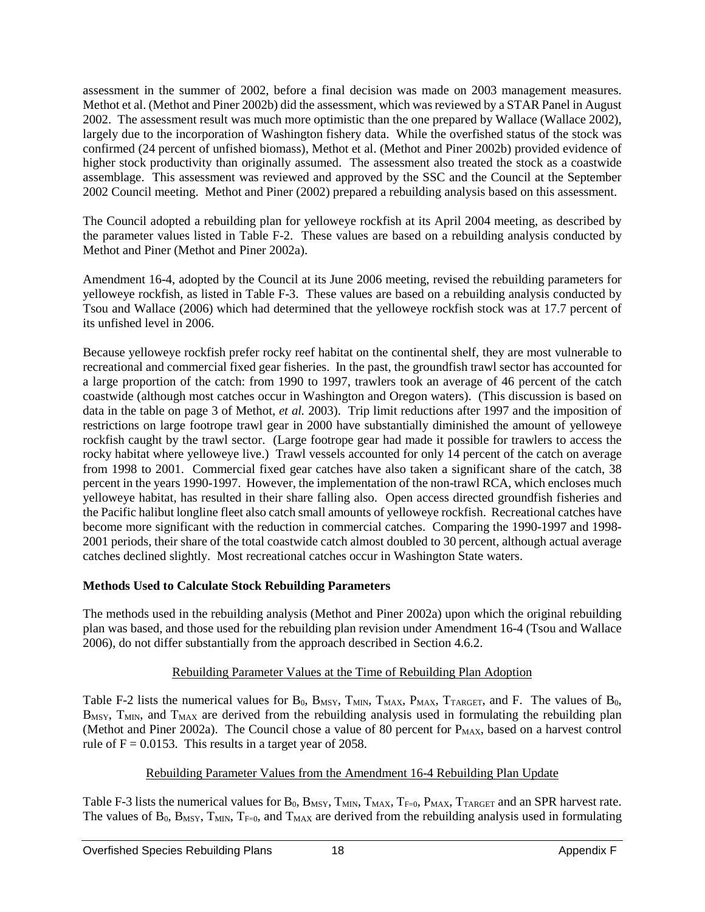assessment in the summer of 2002, before a final decision was made on 2003 management measures. Methot et al. (Methot and Piner 2002b) did the assessment, which was reviewed by a STAR Panel in August 2002. The assessment result was much more optimistic than the one prepared by Wallace (Wallace 2002), largely due to the incorporation of Washington fishery data. While the overfished status of the stock was confirmed (24 percent of unfished biomass), Methot et al. (Methot and Piner 2002b) provided evidence of higher stock productivity than originally assumed. The assessment also treated the stock as a coastwide assemblage. This assessment was reviewed and approved by the SSC and the Council at the September 2002 Council meeting. Methot and Piner (2002) prepared a rebuilding analysis based on this assessment.

The Council adopted a rebuilding plan for yelloweye rockfish at its April 2004 meeting, as described by the parameter values listed in Table F-2. These values are based on a rebuilding analysis conducted by Methot and Piner (Methot and Piner 2002a).

Amendment 16-4, adopted by the Council at its June 2006 meeting, revised the rebuilding parameters for yelloweye rockfish, as listed in Table F-3. These values are based on a rebuilding analysis conducted by Tsou and Wallace (2006) which had determined that the yelloweye rockfish stock was at 17.7 percent of its unfished level in 2006.

Because yelloweye rockfish prefer rocky reef habitat on the continental shelf, they are most vulnerable to recreational and commercial fixed gear fisheries. In the past, the groundfish trawl sector has accounted for a large proportion of the catch: from 1990 to 1997, trawlers took an average of 46 percent of the catch coastwide (although most catches occur in Washington and Oregon waters). (This discussion is based on data in the table on page 3 of Methot, *et al.* 2003). Trip limit reductions after 1997 and the imposition of restrictions on large footrope trawl gear in 2000 have substantially diminished the amount of yelloweye rockfish caught by the trawl sector. (Large footrope gear had made it possible for trawlers to access the rocky habitat where yelloweye live.) Trawl vessels accounted for only 14 percent of the catch on average from 1998 to 2001. Commercial fixed gear catches have also taken a significant share of the catch, 38 percent in the years 1990-1997. However, the implementation of the non-trawl RCA, which encloses much yelloweye habitat, has resulted in their share falling also. Open access directed groundfish fisheries and the Pacific halibut longline fleet also catch small amounts of yelloweye rockfish. Recreational catches have become more significant with the reduction in commercial catches. Comparing the 1990-1997 and 1998-2001 periods, their share of the total coastwide catch almost doubled to 30 percent, although actual average catches declined slightly. Most recreational catches occur in Washington State waters.

### Methods Used to Calculate Stock Rebuilding Parameters

The methods used in the rebuilding analysis (Methot and Piner 2002a) upon which the original rebuilding plan was based, and those used for the rebuilding plan revision under Amendment 16-4 (Tsou and Wallace 2006), do not differ substantially from the approach described in Section 4.6.2.

#### Rebuilding Parameter Values at the Time of Rebuilding Plan Adoption

Table F-2 lists the numerical values for $B_0$, $B_{MSY}$, $T_{MIN}$, $T_{MAX}$, $P_{MAX}$, $T_{TARGET}$, and F. The values of $B_0$, $B_{MSY}$, $T_{MIN}$, and $T_{MAX}$ are derived from the rebuilding analysis used in formulating the rebuilding plan (Methot and Piner 2002a). The Council chose a value of 80 percent for $P_{MAX}$, based on a harvest control rule of $F = 0.0153$. This results in a target year of 2058.

#### Rebuilding Parameter Values from the Amendment 16-4 Rebuilding Plan Update

Table F-3 lists the numerical values for $B_0$, $B_{MSY}$, $T_{MIN}$, $T_{MAX}$, $T_{F=0}$, $P_{MAX}$, $T_{TARGET}$ and an SPR harvest rate. The values of $B_0$, $B_{MSY}$, $T_{MIN}$, $T_{F=0}$, and $T_{MAX}$ are derived from the rebuilding analysis used in formulating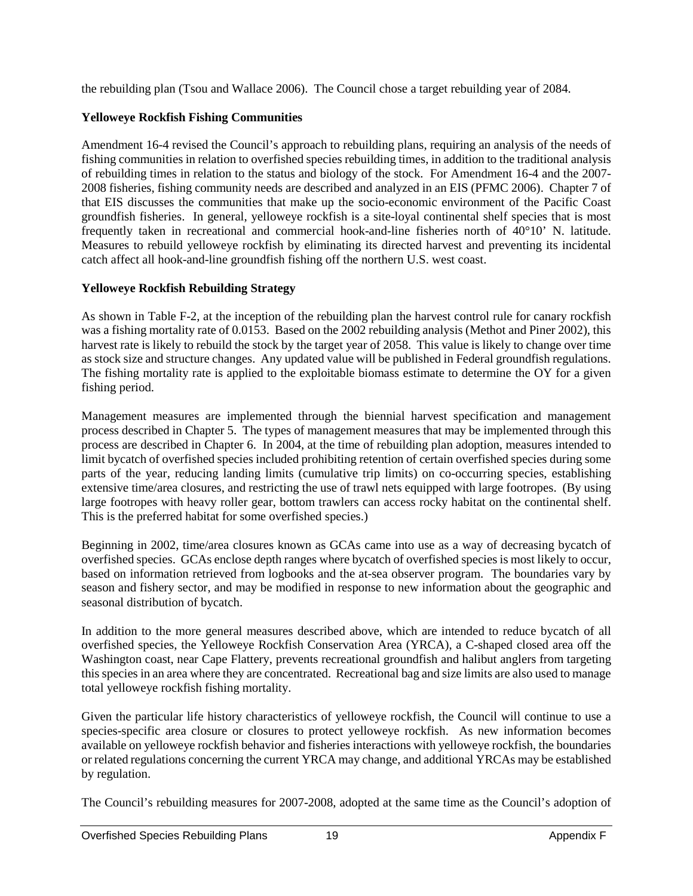the rebuilding plan (Tsou and Wallace 2006). The Council chose a target rebuilding year of 2084.

**Yelloweye Rockfish Fishing Communities**

Amendment 16-4 revised the Council's approach to rebuilding plans, requiring an analysis of the needs of fishing communities in relation to overfished species rebuilding times, in addition to the traditional analysis of rebuilding times in relation to the status and biology of the stock. For Amendment 16-4 and the 2007-2008 fisheries, fishing community needs are described and analyzed in an EIS (PFMC 2006). Chapter 7 of that EIS discusses the communities that make up the socio-economic environment of the Pacific Coast groundfish fisheries. In general, yelloweye rockfish is a site-loyal continental shelf species that is most frequently taken in recreational and commercial hook-and-line fisheries north of 40°10' N. latitude. Measures to rebuild yelloweye rockfish by eliminating its directed harvest and preventing its incidental catch affect all hook-and-line groundfish fishing off the northern U.S. west coast.

**Yelloweye Rockfish Rebuilding Strategy**

As shown in Table F-2, at the inception of the rebuilding plan the harvest control rule for canary rockfish was a fishing mortality rate of 0.0153. Based on the 2002 rebuilding analysis (Methot and Piner 2002), this harvest rate is likely to rebuild the stock by the target year of 2058. This value is likely to change over time as stock size and structure changes. Any updated value will be published in Federal groundfish regulations. The fishing mortality rate is applied to the exploitable biomass estimate to determine the OY for a given fishing period.

Management measures are implemented through the biennial harvest specification and management process described in Chapter 5. The types of management measures that may be implemented through this process are described in Chapter 6. In 2004, at the time of rebuilding plan adoption, measures intended to limit bycatch of overfished species included prohibiting retention of certain overfished species during some parts of the year, reducing landing limits (cumulative trip limits) on co-occurring species, establishing extensive time/area closures, and restricting the use of trawl nets equipped with large footropes. (By using large footropes with heavy roller gear, bottom trawlers can access rocky habitat on the continental shelf. This is the preferred habitat for some overfished species.)

Beginning in 2002, time/area closures known as GCAs came into use as a way of decreasing bycatch of overfished species. GCAs enclose depth ranges where bycatch of overfished species is most likely to occur, based on information retrieved from logbooks and the at-sea observer program. The boundaries vary by season and fishery sector, and may be modified in response to new information about the geographic and seasonal distribution of bycatch.

In addition to the more general measures described above, which are intended to reduce bycatch of all overfished species, the Yelloweye Rockfish Conservation Area (YRCA), a C-shaped closed area off the Washington coast, near Cape Flattery, prevents recreational groundfish and halibut anglers from targeting this species in an area where they are concentrated. Recreational bag and size limits are also used to manage total yelloweye rockfish fishing mortality.

Given the particular life history characteristics of yelloweye rockfish, the Council will continue to use a species-specific area closure or closures to protect yelloweye rockfish. As new information becomes available on yelloweye rockfish behavior and fisheries interactions with yelloweye rockfish, the boundaries or related regulations concerning the current YRCA may change, and additional YRCAs may be established by regulation.

The Council's rebuilding measures for 2007-2008, adopted at the same time as the Council's adoption of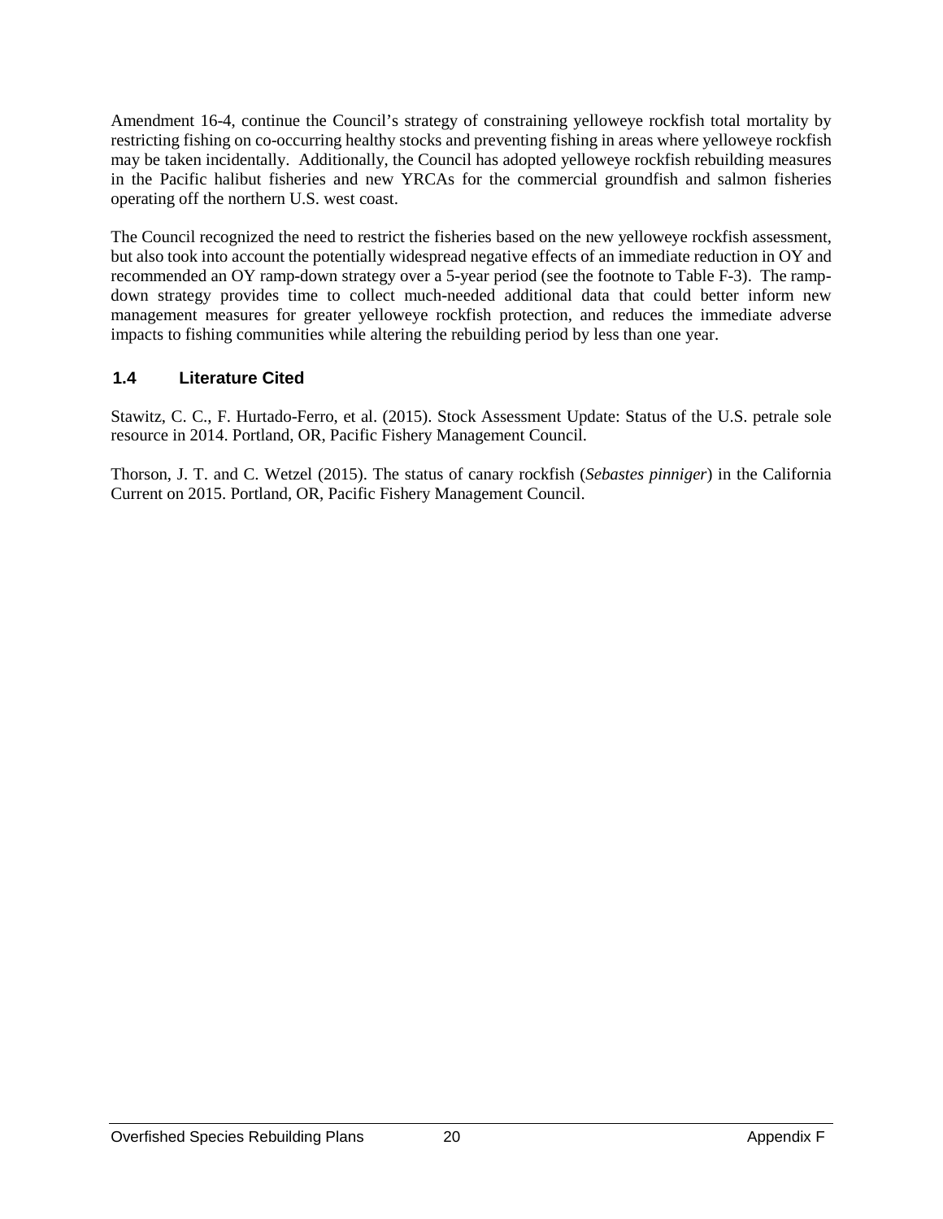Amendment 16-4, continue the Council's strategy of constraining yelloweye rockfish total mortality by restricting fishing on co-occurring healthy stocks and preventing fishing in areas where yelloweye rockfish may be taken incidentally. Additionally, the Council has adopted yelloweye rockfish rebuilding measures in the Pacific halibut fisheries and new YRCAs for the commercial groundfish and salmon fisheries operating off the northern U.S. west coast.

The Council recognized the need to restrict the fisheries based on the new yelloweye rockfish assessment, but also took into account the potentially widespread negative effects of an immediate reduction in OY and recommended an OY ramp-down strategy over a 5-year period (see the footnote to Table F-3). The ramp-down strategy provides time to collect much-needed additional data that could better inform new management measures for greater yelloweye rockfish protection, and reduces the immediate adverse impacts to fishing communities while altering the rebuilding period by less than one year.

## 1.4 Literature Cited

Stawitz, C. C., F. Hurtado-Ferro, et al. (2015). Stock Assessment Update: Status of the U.S. petrale sole resource in 2014. Portland, OR, Pacific Fishery Management Council.

Thorson, J. T. and C. Wetzel (2015). The status of canary rockfish (*Sebastes pinniger*) in the California Current on 2015. Portland, OR, Pacific Fishery Management Council.